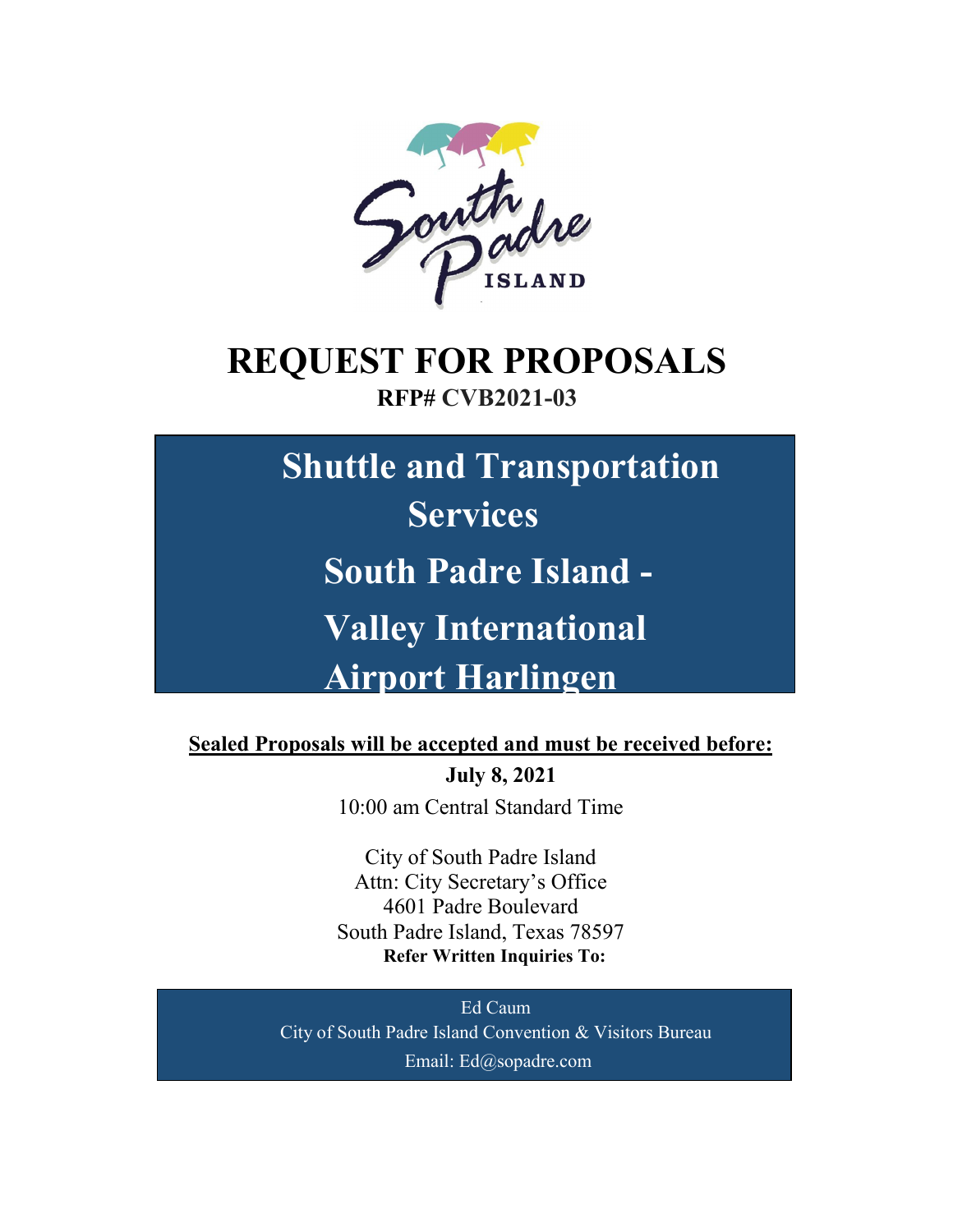South Padre ISLAND

# REQUEST FOR PROPOSALS

**RFP# CVB2021-03**

## Shuttle and Transportation Services South Padre Island - Valley International Airport Harlingen

**Sealed Proposals will be accepted and must be received before:**

**July 8, 2021**

10:00 am Central Standard Time

City of South Padre Island
Attn: City Secretary's Office
4601 Padre Boulevard
South Padre Island, Texas 78597

**Refer Written Inquiries To:**

Ed Caum
City of South Padre Island Convention & Visitors Bureau
Email: Ed@sopadre.com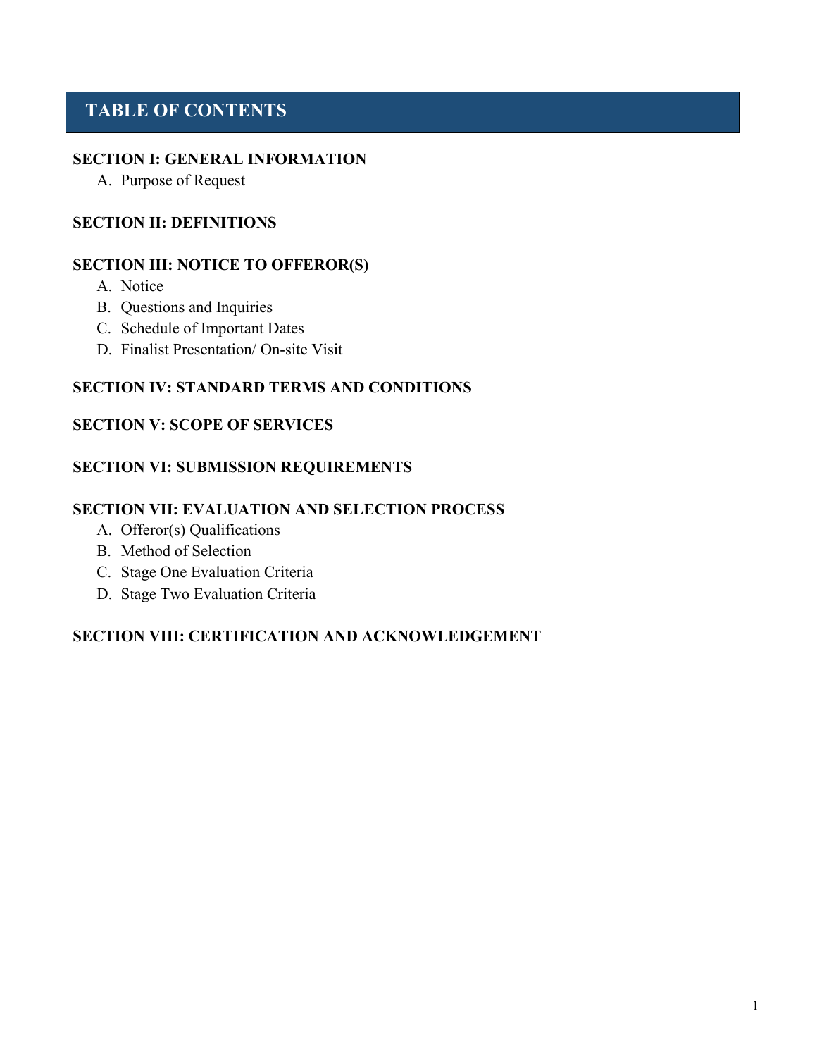# TABLE OF CONTENTS

**SECTION I: GENERAL INFORMATION**

A. Purpose of Request

**SECTION II: DEFINITIONS**

**SECTION III: NOTICE TO OFFEROR(S)**

A. Notice
B. Questions and Inquiries
C. Schedule of Important Dates
D. Finalist Presentation/ On-site Visit

**SECTION IV: STANDARD TERMS AND CONDITIONS**

**SECTION V: SCOPE OF SERVICES**

**SECTION VI: SUBMISSION REQUIREMENTS**

**SECTION VII: EVALUATION AND SELECTION PROCESS**

A. Offeror(s) Qualifications
B. Method of Selection
C. Stage One Evaluation Criteria
D. Stage Two Evaluation Criteria

**SECTION VIII: CERTIFICATION AND ACKNOWLEDGEMENT**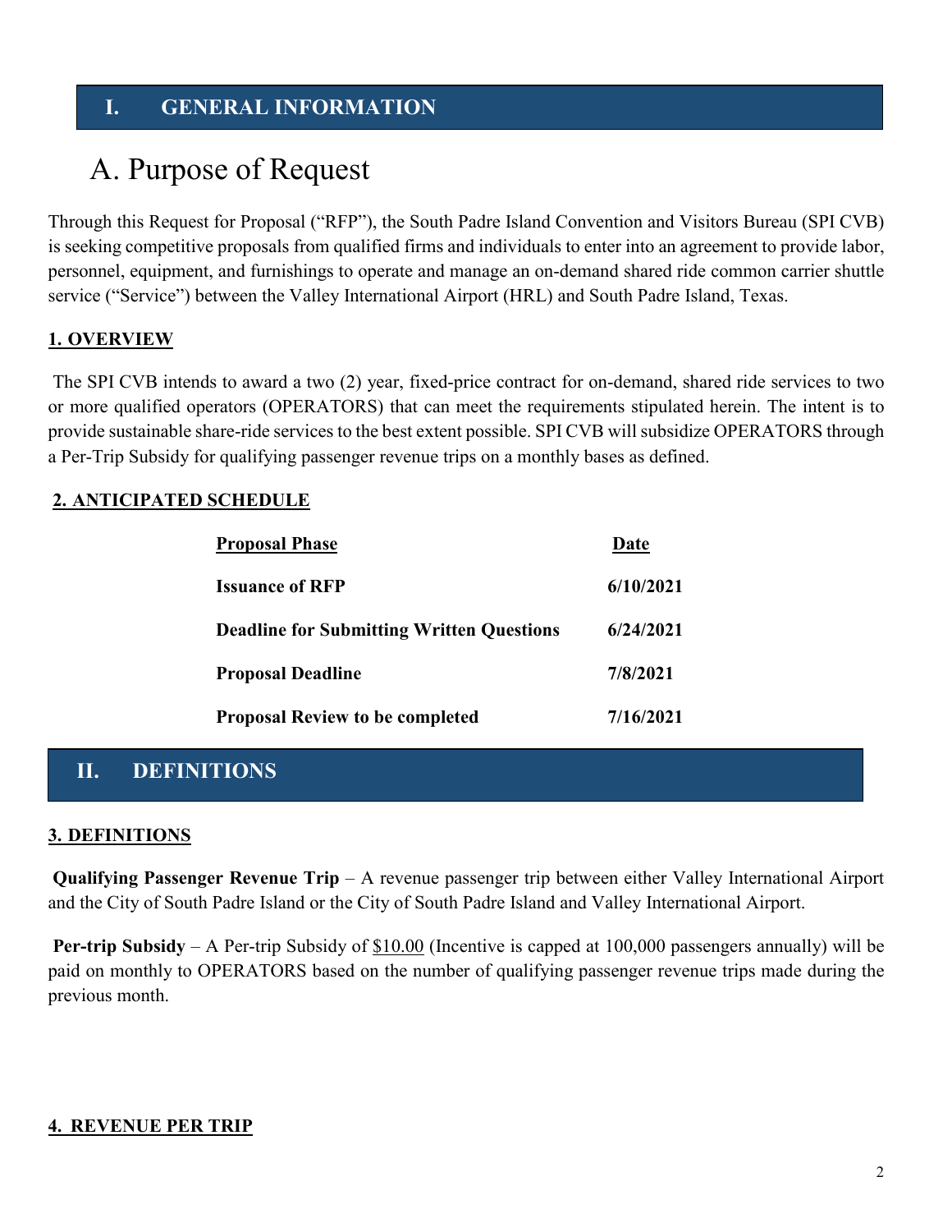# I. GENERAL INFORMATION

## A. Purpose of Request

Through this Request for Proposal ("RFP"), the South Padre Island Convention and Visitors Bureau (SPI CVB) is seeking competitive proposals from qualified firms and individuals to enter into an agreement to provide labor, personnel, equipment, and furnishings to operate and manage an on-demand shared ride common carrier shuttle service ("Service") between the Valley International Airport (HRL) and South Padre Island, Texas.

### 1. OVERVIEW

The SPI CVB intends to award a two (2) year, fixed-price contract for on-demand, shared ride services to two or more qualified operators (OPERATORS) that can meet the requirements stipulated herein. The intent is to provide sustainable share-ride services to the best extent possible. SPI CVB will subsidize OPERATORS through a Per-Trip Subsidy for qualifying passenger revenue trips on a monthly bases as defined.

### 2. ANTICIPATED SCHEDULE

| Proposal Phase | Date |
|---|---|
| **Issuance of RFP** | **6/10/2021** |
| **Deadline for Submitting Written Questions** | **6/24/2021** |
| **Proposal Deadline** | **7/8/2021** |
| **Proposal Review to be completed** | **7/16/2021** |

# II. DEFINITIONS

### 3. DEFINITIONS

**Qualifying Passenger Revenue Trip** – A revenue passenger trip between either Valley International Airport and the City of South Padre Island or the City of South Padre Island and Valley International Airport.

**Per-trip Subsidy** – A Per-trip Subsidy of $10.00 (Incentive is capped at 100,000 passengers annually) will be paid on monthly to OPERATORS based on the number of qualifying passenger revenue trips made during the previous month.

### 4. REVENUE PER TRIP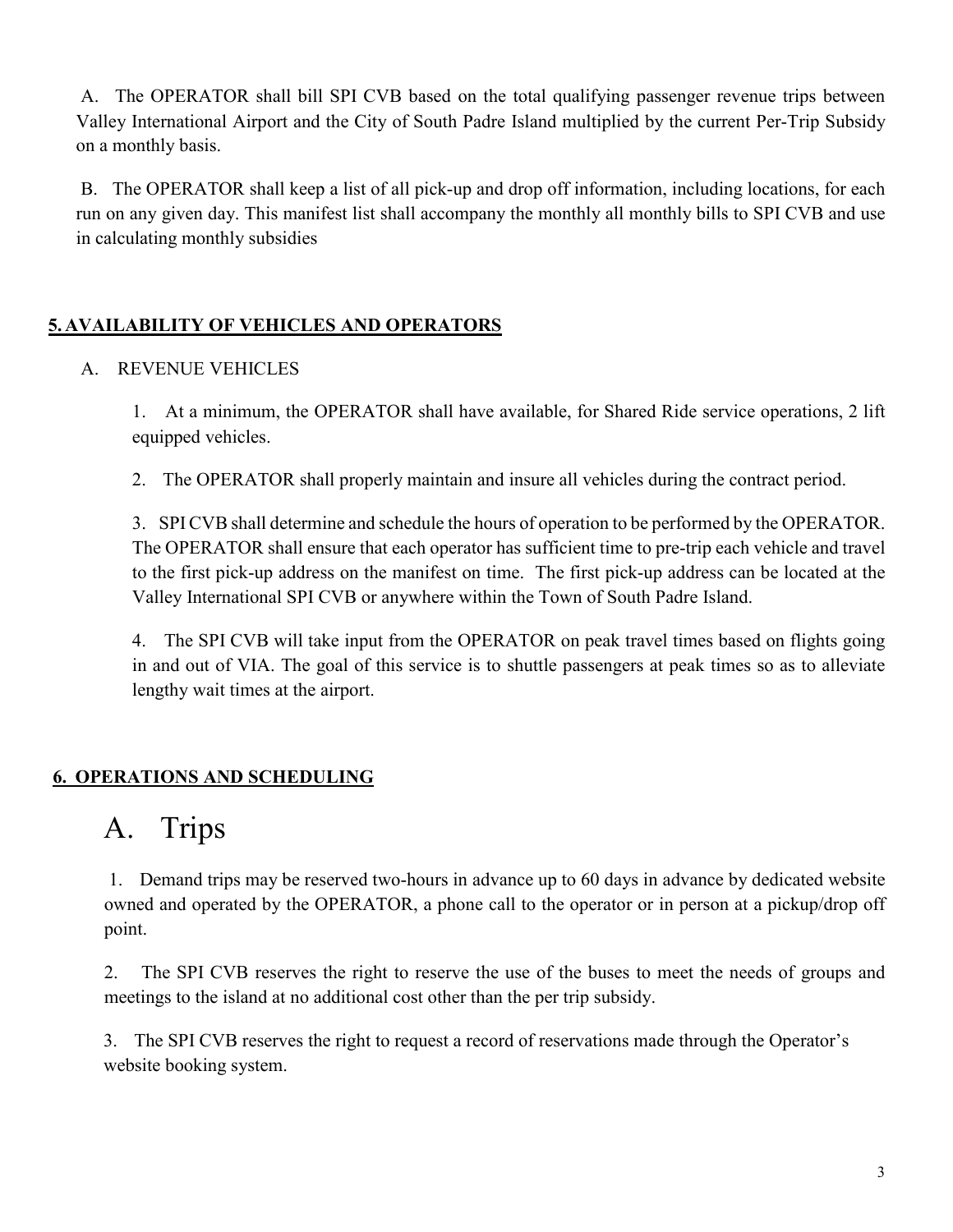A. The OPERATOR shall bill SPI CVB based on the total qualifying passenger revenue trips between Valley International Airport and the City of South Padre Island multiplied by the current Per-Trip Subsidy on a monthly basis.

B. The OPERATOR shall keep a list of all pick-up and drop off information, including locations, for each run on any given day. This manifest list shall accompany the monthly all monthly bills to SPI CVB and use in calculating monthly subsidies

## 5. AVAILABILITY OF VEHICLES AND OPERATORS

A. REVENUE VEHICLES

1. At a minimum, the OPERATOR shall have available, for Shared Ride service operations, 2 lift equipped vehicles.

2. The OPERATOR shall properly maintain and insure all vehicles during the contract period.

3. SPI CVB shall determine and schedule the hours of operation to be performed by the OPERATOR. The OPERATOR shall ensure that each operator has sufficient time to pre-trip each vehicle and travel to the first pick-up address on the manifest on time. The first pick-up address can be located at the Valley International SPI CVB or anywhere within the Town of South Padre Island.

4. The SPI CVB will take input from the OPERATOR on peak travel times based on flights going in and out of VIA. The goal of this service is to shuttle passengers at peak times so as to alleviate lengthy wait times at the airport.

## 6. OPERATIONS AND SCHEDULING

# A. Trips

1. Demand trips may be reserved two-hours in advance up to 60 days in advance by dedicated website owned and operated by the OPERATOR, a phone call to the operator or in person at a pickup/drop off point.

2. The SPI CVB reserves the right to reserve the use of the buses to meet the needs of groups and meetings to the island at no additional cost other than the per trip subsidy.

3. The SPI CVB reserves the right to request a record of reservations made through the Operator's website booking system.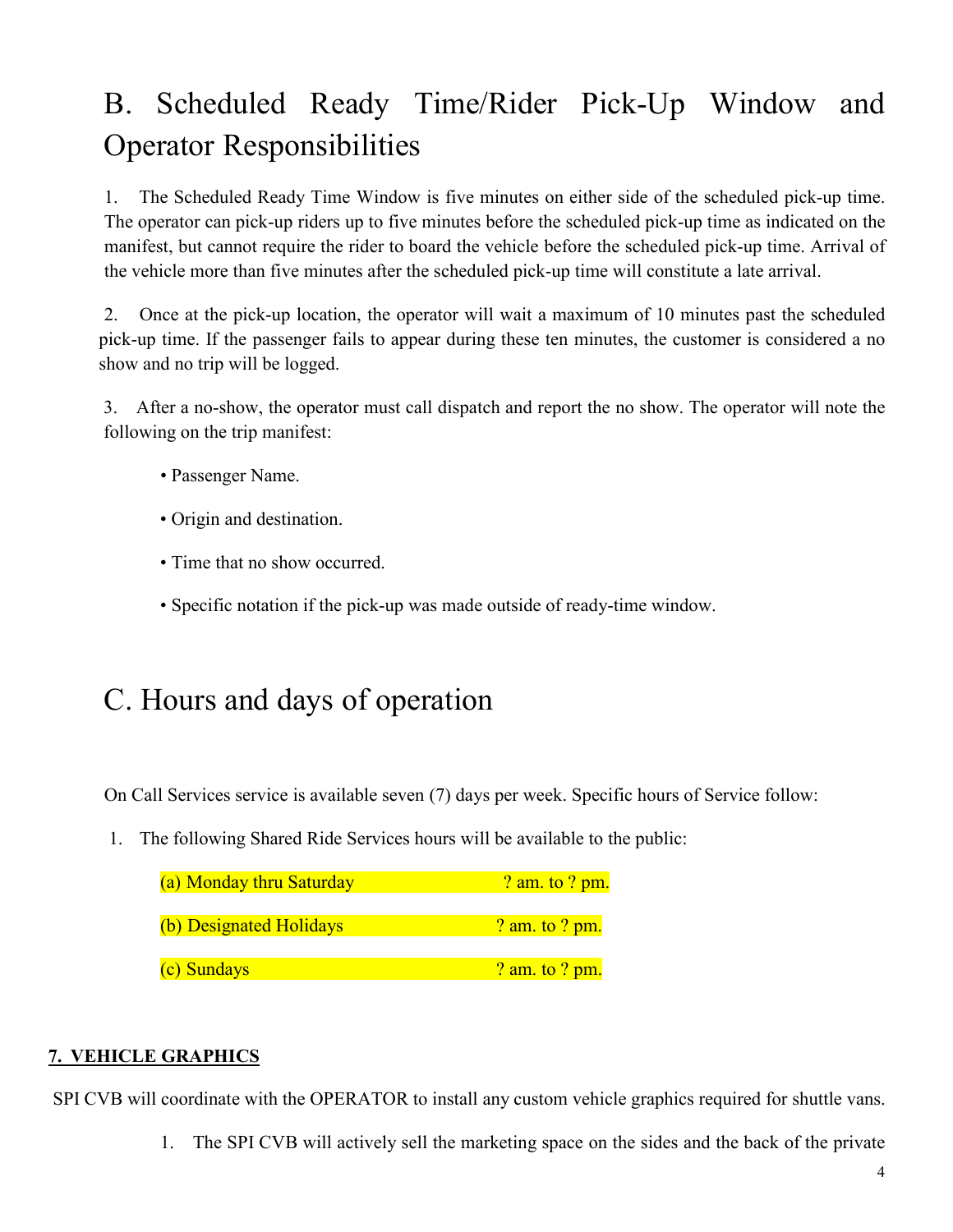# B. Scheduled Ready Time/Rider Pick-Up Window and Operator Responsibilities

1. The Scheduled Ready Time Window is five minutes on either side of the scheduled pick-up time. The operator can pick-up riders up to five minutes before the scheduled pick-up time as indicated on the manifest, but cannot require the rider to board the vehicle before the scheduled pick-up time. Arrival of the vehicle more than five minutes after the scheduled pick-up time will constitute a late arrival.

2. Once at the pick-up location, the operator will wait a maximum of 10 minutes past the scheduled pick-up time. If the passenger fails to appear during these ten minutes, the customer is considered a no show and no trip will be logged.

3. After a no-show, the operator must call dispatch and report the no show. The operator will note the following on the trip manifest:

   - Passenger Name.
   - Origin and destination.
   - Time that no show occurred.
   - Specific notation if the pick-up was made outside of ready-time window.

# C. Hours and days of operation

On Call Services service is available seven (7) days per week. Specific hours of Service follow:

1. The following Shared Ride Services hours will be available to the public:

   (a) Monday thru Saturday ? am. to ? pm.

   (b) Designated Holidays ? am. to ? pm.

   (c) Sundays ? am. to ? pm.

**7. VEHICLE GRAPHICS**

SPI CVB will coordinate with the OPERATOR to install any custom vehicle graphics required for shuttle vans.

1. The SPI CVB will actively sell the marketing space on the sides and the back of the private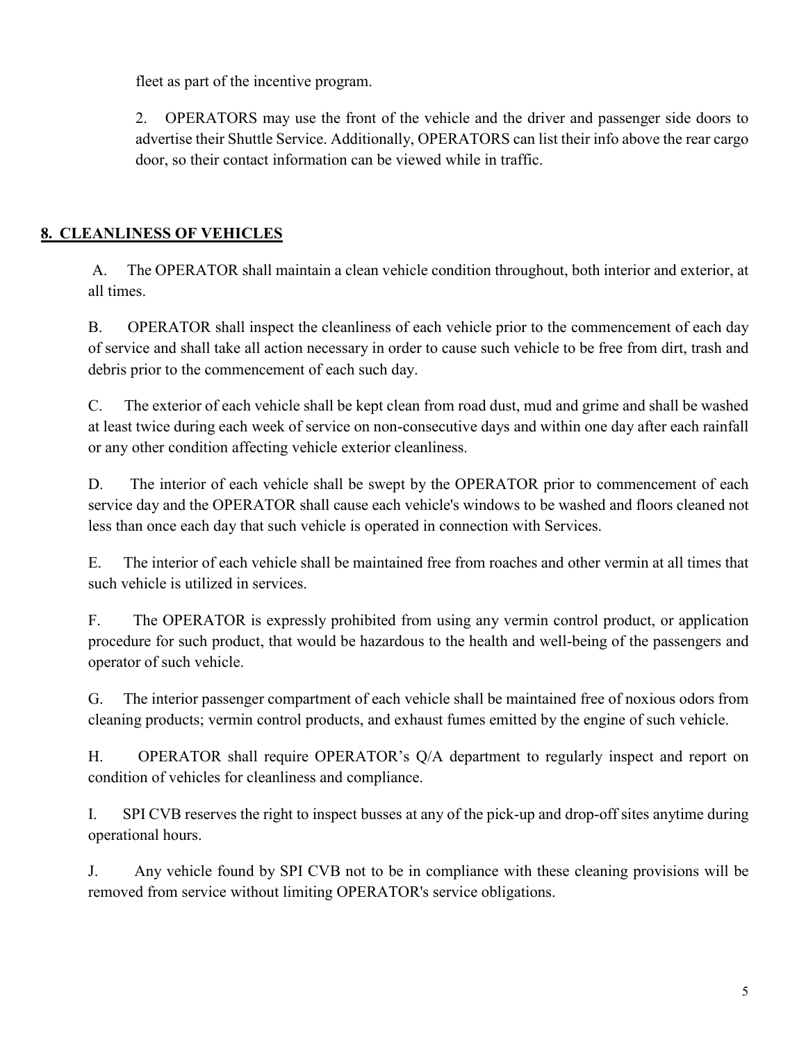fleet as part of the incentive program.

2. OPERATORS may use the front of the vehicle and the driver and passenger side doors to advertise their Shuttle Service. Additionally, OPERATORS can list their info above the rear cargo door, so their contact information can be viewed while in traffic.

## 8. CLEANLINESS OF VEHICLES

A. The OPERATOR shall maintain a clean vehicle condition throughout, both interior and exterior, at all times.

B. OPERATOR shall inspect the cleanliness of each vehicle prior to the commencement of each day of service and shall take all action necessary in order to cause such vehicle to be free from dirt, trash and debris prior to the commencement of each such day.

C. The exterior of each vehicle shall be kept clean from road dust, mud and grime and shall be washed at least twice during each week of service on non-consecutive days and within one day after each rainfall or any other condition affecting vehicle exterior cleanliness.

D. The interior of each vehicle shall be swept by the OPERATOR prior to commencement of each service day and the OPERATOR shall cause each vehicle's windows to be washed and floors cleaned not less than once each day that such vehicle is operated in connection with Services.

E. The interior of each vehicle shall be maintained free from roaches and other vermin at all times that such vehicle is utilized in services.

F. The OPERATOR is expressly prohibited from using any vermin control product, or application procedure for such product, that would be hazardous to the health and well-being of the passengers and operator of such vehicle.

G. The interior passenger compartment of each vehicle shall be maintained free of noxious odors from cleaning products; vermin control products, and exhaust fumes emitted by the engine of such vehicle.

H. OPERATOR shall require OPERATOR's Q/A department to regularly inspect and report on condition of vehicles for cleanliness and compliance.

I. SPI CVB reserves the right to inspect busses at any of the pick-up and drop-off sites anytime during operational hours.

J. Any vehicle found by SPI CVB not to be in compliance with these cleaning provisions will be removed from service without limiting OPERATOR's service obligations.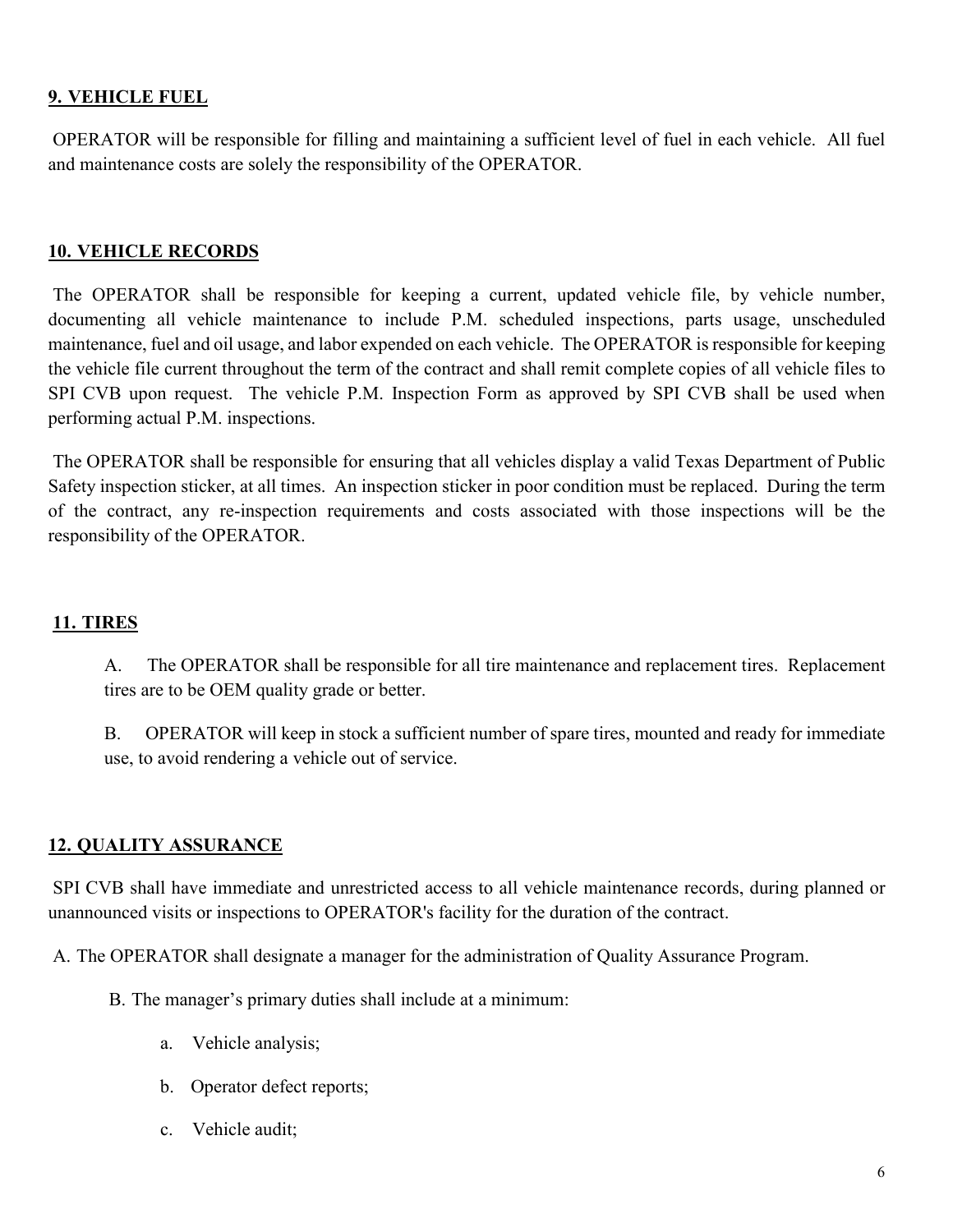**9. VEHICLE FUEL**

OPERATOR will be responsible for filling and maintaining a sufficient level of fuel in each vehicle. All fuel and maintenance costs are solely the responsibility of the OPERATOR.

**10. VEHICLE RECORDS**

The OPERATOR shall be responsible for keeping a current, updated vehicle file, by vehicle number, documenting all vehicle maintenance to include P.M. scheduled inspections, parts usage, unscheduled maintenance, fuel and oil usage, and labor expended on each vehicle. The OPERATOR is responsible for keeping the vehicle file current throughout the term of the contract and shall remit complete copies of all vehicle files to SPI CVB upon request. The vehicle P.M. Inspection Form as approved by SPI CVB shall be used when performing actual P.M. inspections.

The OPERATOR shall be responsible for ensuring that all vehicles display a valid Texas Department of Public Safety inspection sticker, at all times. An inspection sticker in poor condition must be replaced. During the term of the contract, any re-inspection requirements and costs associated with those inspections will be the responsibility of the OPERATOR.

**11. TIRES**

A. The OPERATOR shall be responsible for all tire maintenance and replacement tires. Replacement tires are to be OEM quality grade or better.

B. OPERATOR will keep in stock a sufficient number of spare tires, mounted and ready for immediate use, to avoid rendering a vehicle out of service.

**12. QUALITY ASSURANCE**

SPI CVB shall have immediate and unrestricted access to all vehicle maintenance records, during planned or unannounced visits or inspections to OPERATOR's facility for the duration of the contract.

A. The OPERATOR shall designate a manager for the administration of Quality Assurance Program.

B. The manager's primary duties shall include at a minimum:

a. Vehicle analysis;

b. Operator defect reports;

c. Vehicle audit;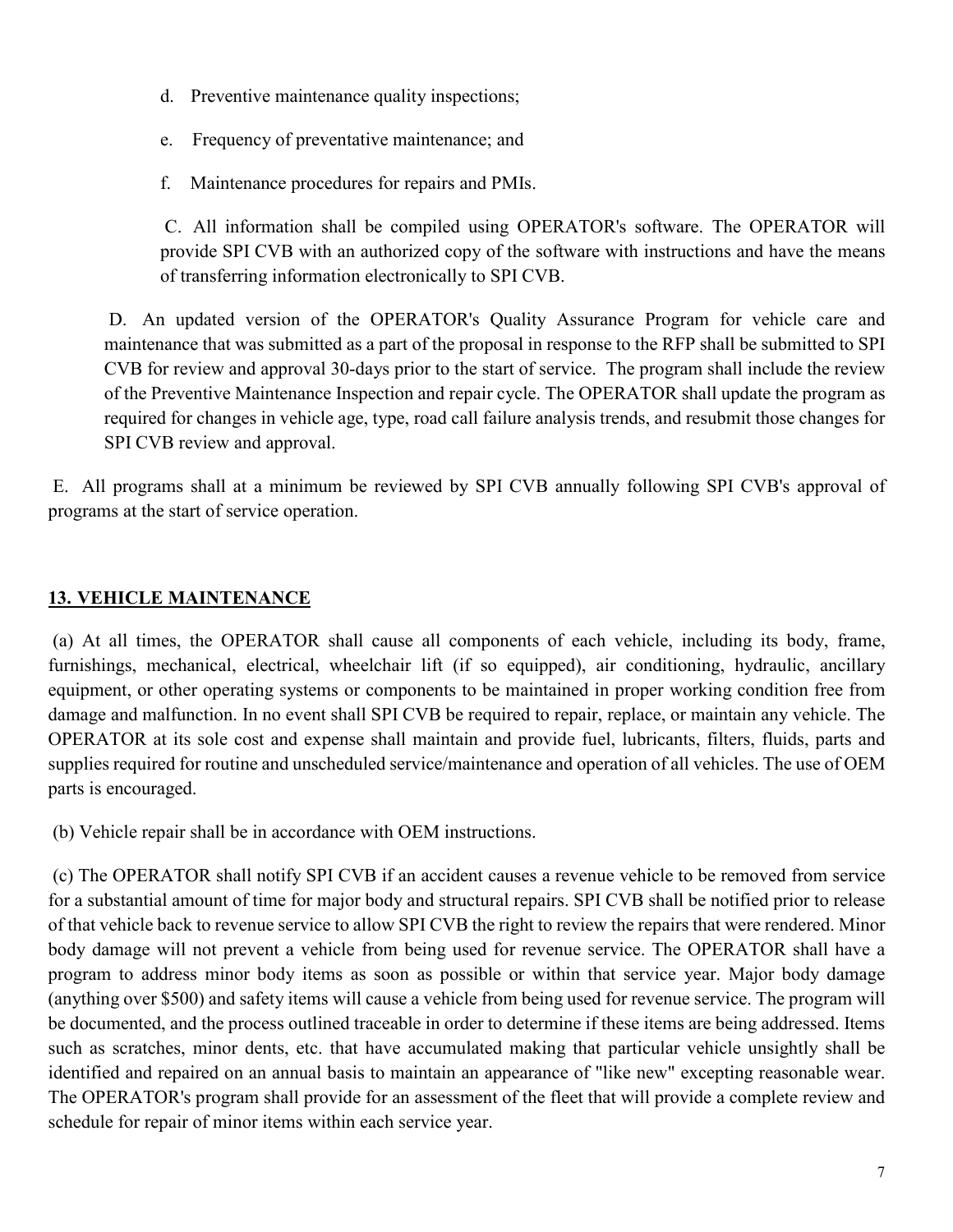d. Preventive maintenance quality inspections;

e. Frequency of preventative maintenance; and

f. Maintenance procedures for repairs and PMIs.

C. All information shall be compiled using OPERATOR's software. The OPERATOR will provide SPI CVB with an authorized copy of the software with instructions and have the means of transferring information electronically to SPI CVB.

D. An updated version of the OPERATOR's Quality Assurance Program for vehicle care and maintenance that was submitted as a part of the proposal in response to the RFP shall be submitted to SPI CVB for review and approval 30-days prior to the start of service. The program shall include the review of the Preventive Maintenance Inspection and repair cycle. The OPERATOR shall update the program as required for changes in vehicle age, type, road call failure analysis trends, and resubmit those changes for SPI CVB review and approval.

E. All programs shall at a minimum be reviewed by SPI CVB annually following SPI CVB's approval of programs at the start of service operation.

## 13. VEHICLE MAINTENANCE

(a) At all times, the OPERATOR shall cause all components of each vehicle, including its body, frame, furnishings, mechanical, electrical, wheelchair lift (if so equipped), air conditioning, hydraulic, ancillary equipment, or other operating systems or components to be maintained in proper working condition free from damage and malfunction. In no event shall SPI CVB be required to repair, replace, or maintain any vehicle. The OPERATOR at its sole cost and expense shall maintain and provide fuel, lubricants, filters, fluids, parts and supplies required for routine and unscheduled service/maintenance and operation of all vehicles. The use of OEM parts is encouraged.

(b) Vehicle repair shall be in accordance with OEM instructions.

(c) The OPERATOR shall notify SPI CVB if an accident causes a revenue vehicle to be removed from service for a substantial amount of time for major body and structural repairs. SPI CVB shall be notified prior to release of that vehicle back to revenue service to allow SPI CVB the right to review the repairs that were rendered. Minor body damage will not prevent a vehicle from being used for revenue service. The OPERATOR shall have a program to address minor body items as soon as possible or within that service year. Major body damage (anything over $500) and safety items will cause a vehicle from being used for revenue service. The program will be documented, and the process outlined traceable in order to determine if these items are being addressed. Items such as scratches, minor dents, etc. that have accumulated making that particular vehicle unsightly shall be identified and repaired on an annual basis to maintain an appearance of "like new" excepting reasonable wear. The OPERATOR's program shall provide for an assessment of the fleet that will provide a complete review and schedule for repair of minor items within each service year.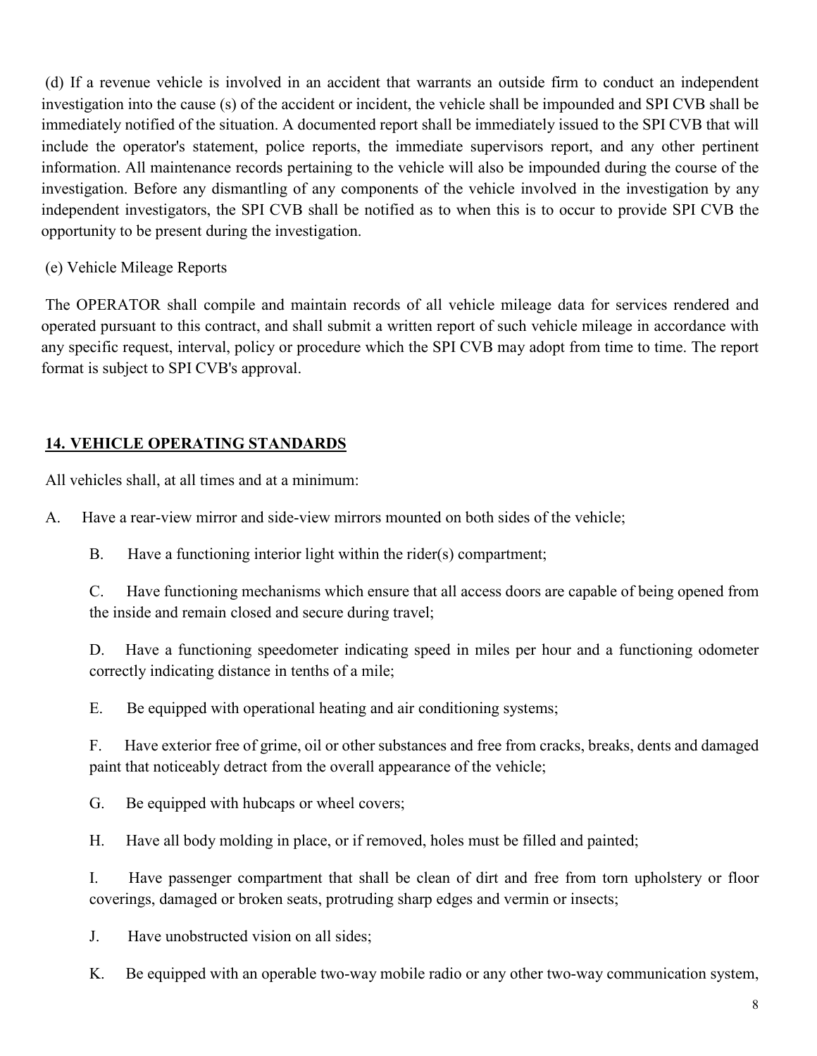(d) If a revenue vehicle is involved in an accident that warrants an outside firm to conduct an independent investigation into the cause (s) of the accident or incident, the vehicle shall be impounded and SPI CVB shall be immediately notified of the situation. A documented report shall be immediately issued to the SPI CVB that will include the operator's statement, police reports, the immediate supervisors report, and any other pertinent information. All maintenance records pertaining to the vehicle will also be impounded during the course of the investigation. Before any dismantling of any components of the vehicle involved in the investigation by any independent investigators, the SPI CVB shall be notified as to when this is to occur to provide SPI CVB the opportunity to be present during the investigation.

(e) Vehicle Mileage Reports

The OPERATOR shall compile and maintain records of all vehicle mileage data for services rendered and operated pursuant to this contract, and shall submit a written report of such vehicle mileage in accordance with any specific request, interval, policy or procedure which the SPI CVB may adopt from time to time. The report format is subject to SPI CVB's approval.

## 14. VEHICLE OPERATING STANDARDS

All vehicles shall, at all times and at a minimum:

A. Have a rear-view mirror and side-view mirrors mounted on both sides of the vehicle;

B. Have a functioning interior light within the rider(s) compartment;

C. Have functioning mechanisms which ensure that all access doors are capable of being opened from the inside and remain closed and secure during travel;

D. Have a functioning speedometer indicating speed in miles per hour and a functioning odometer correctly indicating distance in tenths of a mile;

E. Be equipped with operational heating and air conditioning systems;

F. Have exterior free of grime, oil or other substances and free from cracks, breaks, dents and damaged paint that noticeably detract from the overall appearance of the vehicle;

G. Be equipped with hubcaps or wheel covers;

H. Have all body molding in place, or if removed, holes must be filled and painted;

I. Have passenger compartment that shall be clean of dirt and free from torn upholstery or floor coverings, damaged or broken seats, protruding sharp edges and vermin or insects;

J. Have unobstructed vision on all sides;

K. Be equipped with an operable two-way mobile radio or any other two-way communication system,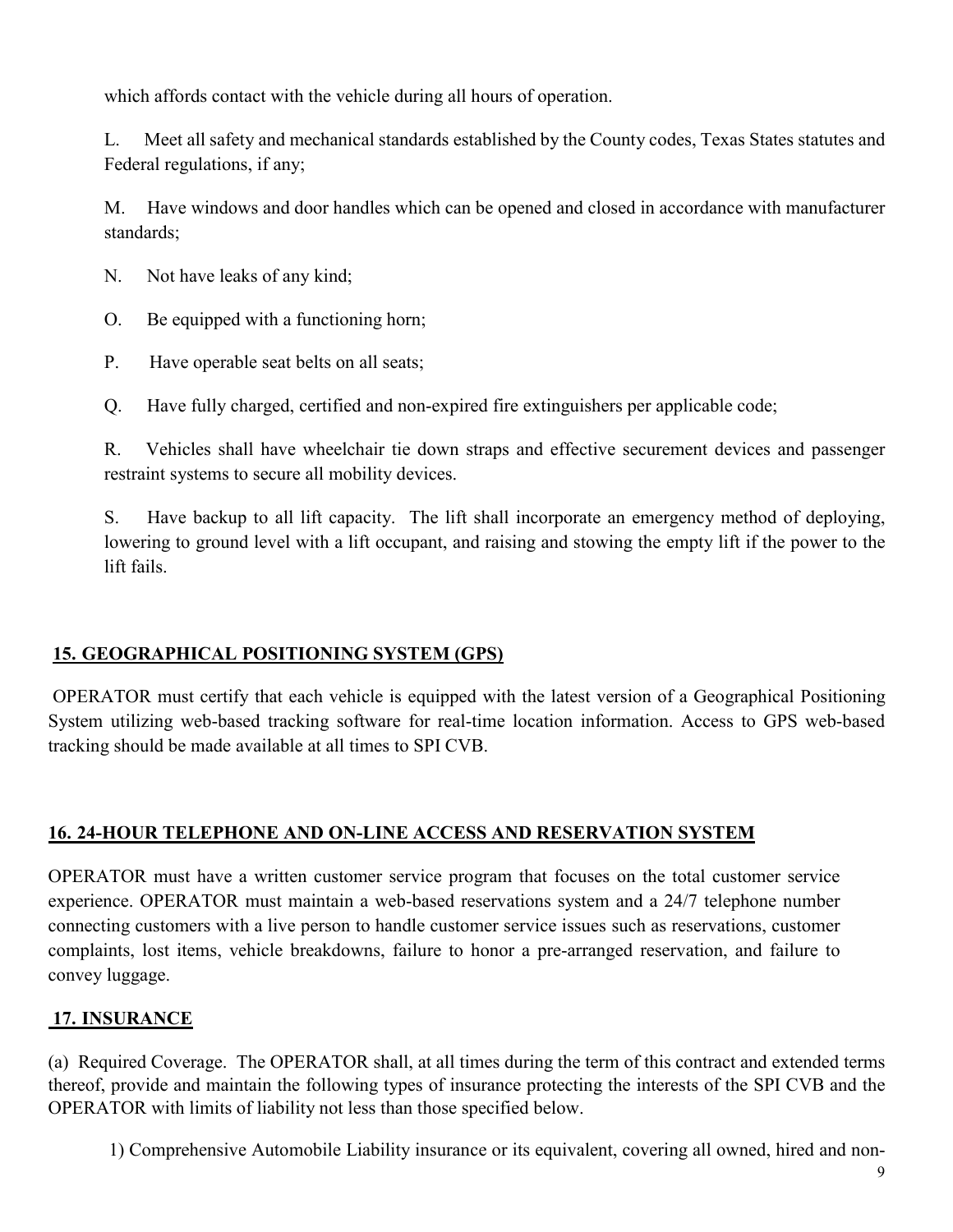which affords contact with the vehicle during all hours of operation.

L. Meet all safety and mechanical standards established by the County codes, Texas States statutes and Federal regulations, if any;

M. Have windows and door handles which can be opened and closed in accordance with manufacturer standards;

N. Not have leaks of any kind;

O. Be equipped with a functioning horn;

P. Have operable seat belts on all seats;

Q. Have fully charged, certified and non-expired fire extinguishers per applicable code;

R. Vehicles shall have wheelchair tie down straps and effective securement devices and passenger restraint systems to secure all mobility devices.

S. Have backup to all lift capacity. The lift shall incorporate an emergency method of deploying, lowering to ground level with a lift occupant, and raising and stowing the empty lift if the power to the lift fails.

## 15. GEOGRAPHICAL POSITIONING SYSTEM (GPS)

OPERATOR must certify that each vehicle is equipped with the latest version of a Geographical Positioning System utilizing web-based tracking software for real-time location information. Access to GPS web-based tracking should be made available at all times to SPI CVB.

## 16. 24-HOUR TELEPHONE AND ON-LINE ACCESS AND RESERVATION SYSTEM

OPERATOR must have a written customer service program that focuses on the total customer service experience. OPERATOR must maintain a web-based reservations system and a 24/7 telephone number connecting customers with a live person to handle customer service issues such as reservations, customer complaints, lost items, vehicle breakdowns, failure to honor a pre-arranged reservation, and failure to convey luggage.

## 17. INSURANCE

(a) Required Coverage. The OPERATOR shall, at all times during the term of this contract and extended terms thereof, provide and maintain the following types of insurance protecting the interests of the SPI CVB and the OPERATOR with limits of liability not less than those specified below.

1) Comprehensive Automobile Liability insurance or its equivalent, covering all owned, hired and non-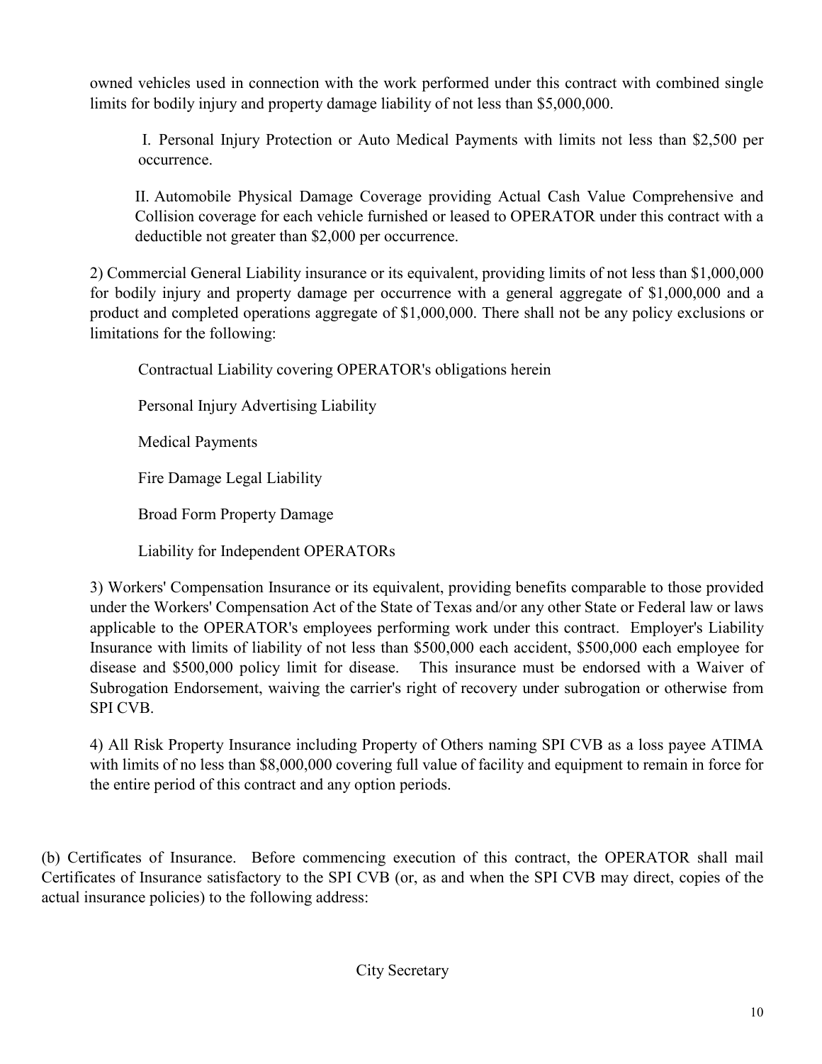owned vehicles used in connection with the work performed under this contract with combined single limits for bodily injury and property damage liability of not less than $5,000,000.

I. Personal Injury Protection or Auto Medical Payments with limits not less than $2,500 per occurrence.

II. Automobile Physical Damage Coverage providing Actual Cash Value Comprehensive and Collision coverage for each vehicle furnished or leased to OPERATOR under this contract with a deductible not greater than $2,000 per occurrence.

2) Commercial General Liability insurance or its equivalent, providing limits of not less than $1,000,000 for bodily injury and property damage per occurrence with a general aggregate of $1,000,000 and a product and completed operations aggregate of $1,000,000. There shall not be any policy exclusions or limitations for the following:

Contractual Liability covering OPERATOR's obligations herein

Personal Injury Advertising Liability

Medical Payments

Fire Damage Legal Liability

Broad Form Property Damage

Liability for Independent OPERATORs

3) Workers' Compensation Insurance or its equivalent, providing benefits comparable to those provided under the Workers' Compensation Act of the State of Texas and/or any other State or Federal law or laws applicable to the OPERATOR's employees performing work under this contract. Employer's Liability Insurance with limits of liability of not less than $500,000 each accident, $500,000 each employee for disease and $500,000 policy limit for disease. This insurance must be endorsed with a Waiver of Subrogation Endorsement, waiving the carrier's right of recovery under subrogation or otherwise from SPI CVB.

4) All Risk Property Insurance including Property of Others naming SPI CVB as a loss payee ATIMA with limits of no less than $8,000,000 covering full value of facility and equipment to remain in force for the entire period of this contract and any option periods.

(b) Certificates of Insurance. Before commencing execution of this contract, the OPERATOR shall mail Certificates of Insurance satisfactory to the SPI CVB (or, as and when the SPI CVB may direct, copies of the actual insurance policies) to the following address:

City Secretary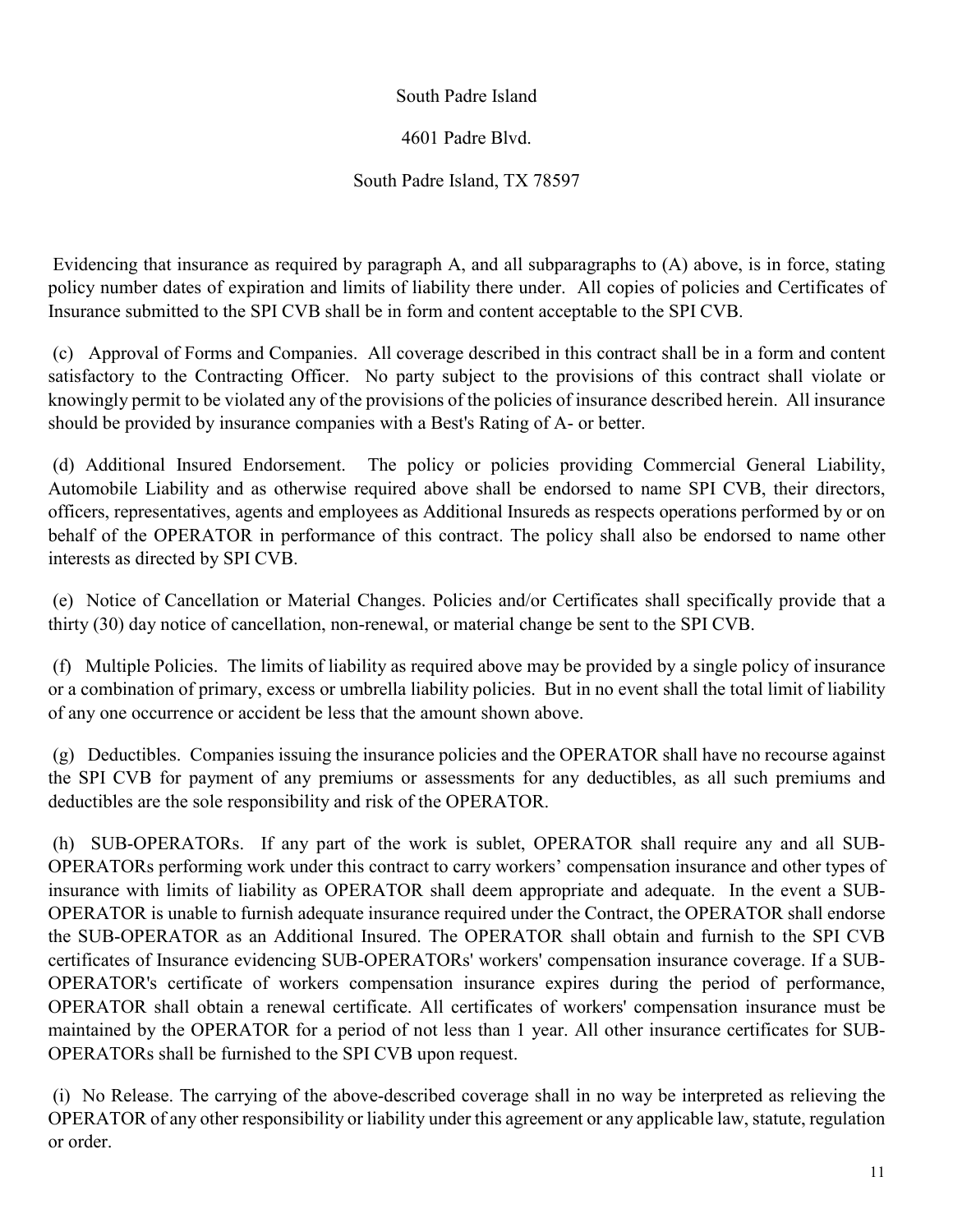South Padre Island

4601 Padre Blvd.

South Padre Island, TX 78597

Evidencing that insurance as required by paragraph A, and all subparagraphs to (A) above, is in force, stating policy number dates of expiration and limits of liability there under. All copies of policies and Certificates of Insurance submitted to the SPI CVB shall be in form and content acceptable to the SPI CVB.

(c) Approval of Forms and Companies. All coverage described in this contract shall be in a form and content satisfactory to the Contracting Officer. No party subject to the provisions of this contract shall violate or knowingly permit to be violated any of the provisions of the policies of insurance described herein. All insurance should be provided by insurance companies with a Best's Rating of A- or better.

(d) Additional Insured Endorsement. The policy or policies providing Commercial General Liability, Automobile Liability and as otherwise required above shall be endorsed to name SPI CVB, their directors, officers, representatives, agents and employees as Additional Insureds as respects operations performed by or on behalf of the OPERATOR in performance of this contract. The policy shall also be endorsed to name other interests as directed by SPI CVB.

(e) Notice of Cancellation or Material Changes. Policies and/or Certificates shall specifically provide that a thirty (30) day notice of cancellation, non-renewal, or material change be sent to the SPI CVB.

(f) Multiple Policies. The limits of liability as required above may be provided by a single policy of insurance or a combination of primary, excess or umbrella liability policies. But in no event shall the total limit of liability of any one occurrence or accident be less that the amount shown above.

(g) Deductibles. Companies issuing the insurance policies and the OPERATOR shall have no recourse against the SPI CVB for payment of any premiums or assessments for any deductibles, as all such premiums and deductibles are the sole responsibility and risk of the OPERATOR.

(h) SUB-OPERATORs. If any part of the work is sublet, OPERATOR shall require any and all SUB-OPERATORs performing work under this contract to carry workers' compensation insurance and other types of insurance with limits of liability as OPERATOR shall deem appropriate and adequate. In the event a SUB-OPERATOR is unable to furnish adequate insurance required under the Contract, the OPERATOR shall endorse the SUB-OPERATOR as an Additional Insured. The OPERATOR shall obtain and furnish to the SPI CVB certificates of Insurance evidencing SUB-OPERATORs' workers' compensation insurance coverage. If a SUB-OPERATOR's certificate of workers compensation insurance expires during the period of performance, OPERATOR shall obtain a renewal certificate. All certificates of workers' compensation insurance must be maintained by the OPERATOR for a period of not less than 1 year. All other insurance certificates for SUB-OPERATORs shall be furnished to the SPI CVB upon request.

(i) No Release. The carrying of the above-described coverage shall in no way be interpreted as relieving the OPERATOR of any other responsibility or liability under this agreement or any applicable law, statute, regulation or order.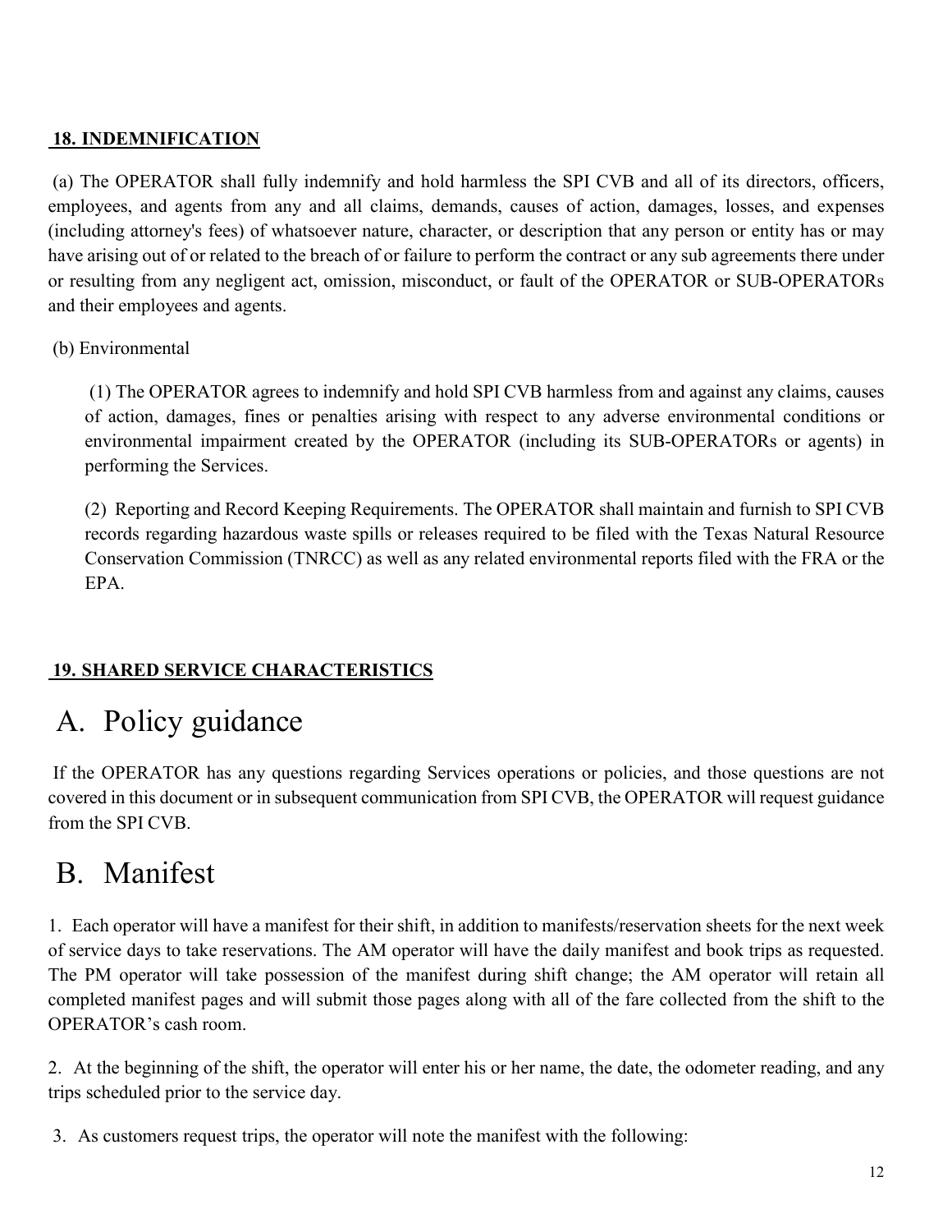## 18. INDEMNIFICATION

(a) The OPERATOR shall fully indemnify and hold harmless the SPI CVB and all of its directors, officers, employees, and agents from any and all claims, demands, causes of action, damages, losses, and expenses (including attorney's fees) of whatsoever nature, character, or description that any person or entity has or may have arising out of or related to the breach of or failure to perform the contract or any sub agreements there under or resulting from any negligent act, omission, misconduct, or fault of the OPERATOR or SUB-OPERATORs and their employees and agents.

(b) Environmental

(1) The OPERATOR agrees to indemnify and hold SPI CVB harmless from and against any claims, causes of action, damages, fines or penalties arising with respect to any adverse environmental conditions or environmental impairment created by the OPERATOR (including its SUB-OPERATORs or agents) in performing the Services.

(2) Reporting and Record Keeping Requirements. The OPERATOR shall maintain and furnish to SPI CVB records regarding hazardous waste spills or releases required to be filed with the Texas Natural Resource Conservation Commission (TNRCC) as well as any related environmental reports filed with the FRA or the EPA.

## 19. SHARED SERVICE CHARACTERISTICS

# A. Policy guidance

If the OPERATOR has any questions regarding Services operations or policies, and those questions are not covered in this document or in subsequent communication from SPI CVB, the OPERATOR will request guidance from the SPI CVB.

# B. Manifest

1. Each operator will have a manifest for their shift, in addition to manifests/reservation sheets for the next week of service days to take reservations. The AM operator will have the daily manifest and book trips as requested. The PM operator will take possession of the manifest during shift change; the AM operator will retain all completed manifest pages and will submit those pages along with all of the fare collected from the shift to the OPERATOR's cash room.

2. At the beginning of the shift, the operator will enter his or her name, the date, the odometer reading, and any trips scheduled prior to the service day.

3. As customers request trips, the operator will note the manifest with the following: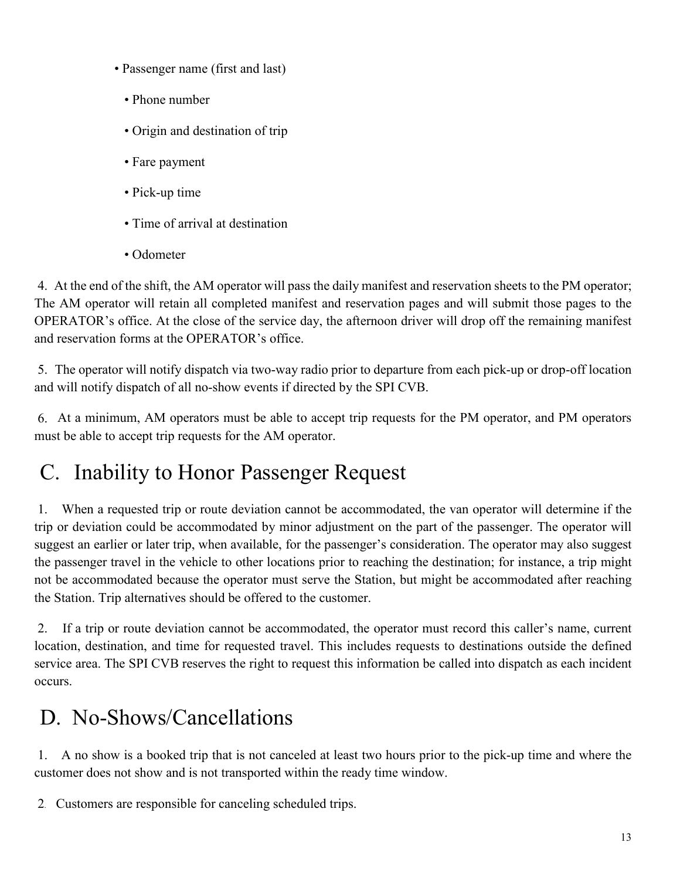- Passenger name (first and last)
- Phone number
- Origin and destination of trip
- Fare payment
- Pick-up time
- Time of arrival at destination
- Odometer

4. At the end of the shift, the AM operator will pass the daily manifest and reservation sheets to the PM operator; The AM operator will retain all completed manifest and reservation pages and will submit those pages to the OPERATOR's office. At the close of the service day, the afternoon driver will drop off the remaining manifest and reservation forms at the OPERATOR's office.

5. The operator will notify dispatch via two-way radio prior to departure from each pick-up or drop-off location and will notify dispatch of all no-show events if directed by the SPI CVB.

6. At a minimum, AM operators must be able to accept trip requests for the PM operator, and PM operators must be able to accept trip requests for the AM operator.

## C. Inability to Honor Passenger Request

1. When a requested trip or route deviation cannot be accommodated, the van operator will determine if the trip or deviation could be accommodated by minor adjustment on the part of the passenger. The operator will suggest an earlier or later trip, when available, for the passenger's consideration. The operator may also suggest the passenger travel in the vehicle to other locations prior to reaching the destination; for instance, a trip might not be accommodated because the operator must serve the Station, but might be accommodated after reaching the Station. Trip alternatives should be offered to the customer.

2. If a trip or route deviation cannot be accommodated, the operator must record this caller's name, current location, destination, and time for requested travel. This includes requests to destinations outside the defined service area. The SPI CVB reserves the right to request this information be called into dispatch as each incident occurs.

## D. No-Shows/Cancellations

1. A no show is a booked trip that is not canceled at least two hours prior to the pick-up time and where the customer does not show and is not transported within the ready time window.

2. Customers are responsible for canceling scheduled trips.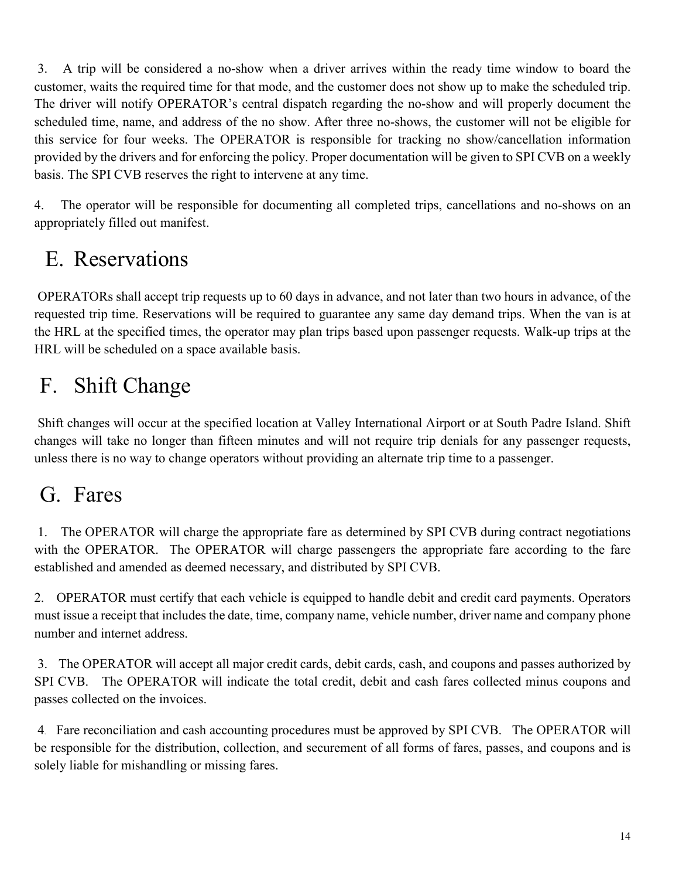3. A trip will be considered a no-show when a driver arrives within the ready time window to board the customer, waits the required time for that mode, and the customer does not show up to make the scheduled trip. The driver will notify OPERATOR's central dispatch regarding the no-show and will properly document the scheduled time, name, and address of the no show. After three no-shows, the customer will not be eligible for this service for four weeks. The OPERATOR is responsible for tracking no show/cancellation information provided by the drivers and for enforcing the policy. Proper documentation will be given to SPI CVB on a weekly basis. The SPI CVB reserves the right to intervene at any time.

4. The operator will be responsible for documenting all completed trips, cancellations and no-shows on an appropriately filled out manifest.

## E. Reservations

OPERATORs shall accept trip requests up to 60 days in advance, and not later than two hours in advance, of the requested trip time. Reservations will be required to guarantee any same day demand trips. When the van is at the HRL at the specified times, the operator may plan trips based upon passenger requests. Walk-up trips at the HRL will be scheduled on a space available basis.

## F. Shift Change

Shift changes will occur at the specified location at Valley International Airport or at South Padre Island. Shift changes will take no longer than fifteen minutes and will not require trip denials for any passenger requests, unless there is no way to change operators without providing an alternate trip time to a passenger.

## G. Fares

1. The OPERATOR will charge the appropriate fare as determined by SPI CVB during contract negotiations with the OPERATOR. The OPERATOR will charge passengers the appropriate fare according to the fare established and amended as deemed necessary, and distributed by SPI CVB.

2. OPERATOR must certify that each vehicle is equipped to handle debit and credit card payments. Operators must issue a receipt that includes the date, time, company name, vehicle number, driver name and company phone number and internet address.

3. The OPERATOR will accept all major credit cards, debit cards, cash, and coupons and passes authorized by SPI CVB. The OPERATOR will indicate the total credit, debit and cash fares collected minus coupons and passes collected on the invoices.

4. Fare reconciliation and cash accounting procedures must be approved by SPI CVB. The OPERATOR will be responsible for the distribution, collection, and securement of all forms of fares, passes, and coupons and is solely liable for mishandling or missing fares.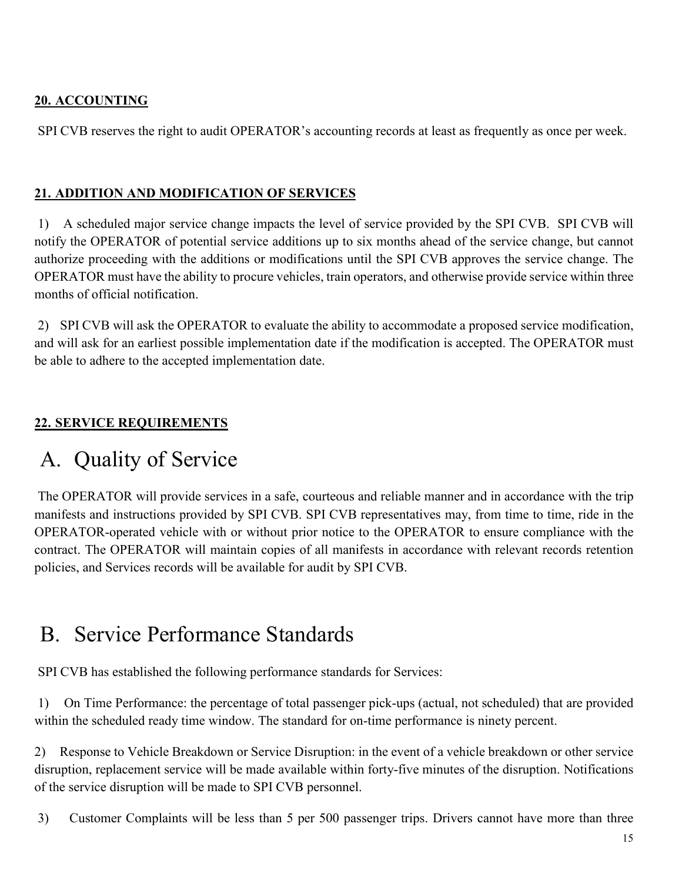## 20. ACCOUNTING

SPI CVB reserves the right to audit OPERATOR's accounting records at least as frequently as once per week.

## 21. ADDITION AND MODIFICATION OF SERVICES

1) A scheduled major service change impacts the level of service provided by the SPI CVB. SPI CVB will notify the OPERATOR of potential service additions up to six months ahead of the service change, but cannot authorize proceeding with the additions or modifications until the SPI CVB approves the service change. The OPERATOR must have the ability to procure vehicles, train operators, and otherwise provide service within three months of official notification.

2) SPI CVB will ask the OPERATOR to evaluate the ability to accommodate a proposed service modification, and will ask for an earliest possible implementation date if the modification is accepted. The OPERATOR must be able to adhere to the accepted implementation date.

## 22. SERVICE REQUIREMENTS

### A. Quality of Service

The OPERATOR will provide services in a safe, courteous and reliable manner and in accordance with the trip manifests and instructions provided by SPI CVB. SPI CVB representatives may, from time to time, ride in the OPERATOR-operated vehicle with or without prior notice to the OPERATOR to ensure compliance with the contract. The OPERATOR will maintain copies of all manifests in accordance with relevant records retention policies, and Services records will be available for audit by SPI CVB.

### B. Service Performance Standards

SPI CVB has established the following performance standards for Services:

1) On Time Performance: the percentage of total passenger pick-ups (actual, not scheduled) that are provided within the scheduled ready time window. The standard for on-time performance is ninety percent.

2) Response to Vehicle Breakdown or Service Disruption: in the event of a vehicle breakdown or other service disruption, replacement service will be made available within forty-five minutes of the disruption. Notifications of the service disruption will be made to SPI CVB personnel.

3) Customer Complaints will be less than 5 per 500 passenger trips. Drivers cannot have more than three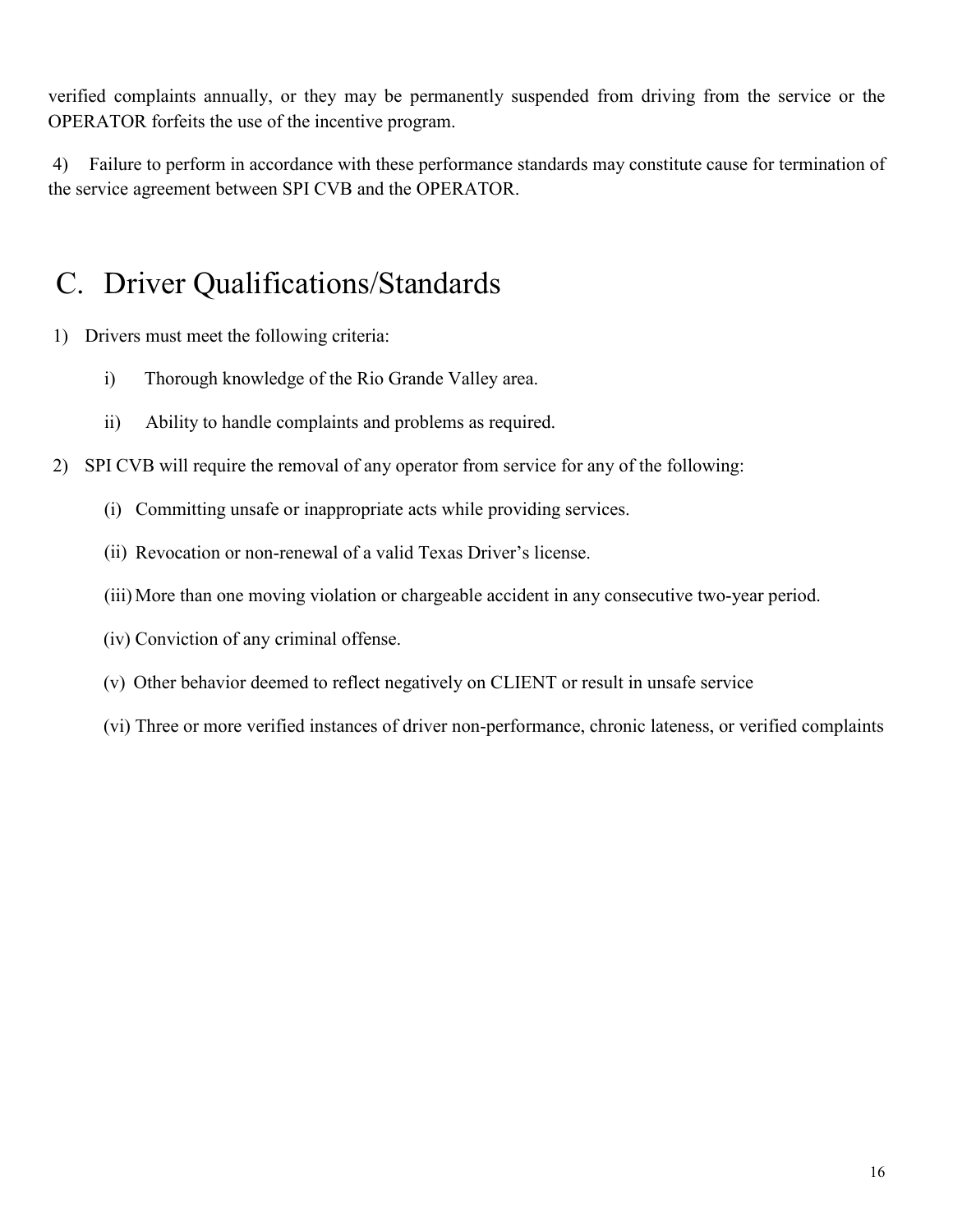verified complaints annually, or they may be permanently suspended from driving from the service or the OPERATOR forfeits the use of the incentive program.

4) Failure to perform in accordance with these performance standards may constitute cause for termination of the service agreement between SPI CVB and the OPERATOR.

# C. Driver Qualifications/Standards

1) Drivers must meet the following criteria:

   i) Thorough knowledge of the Rio Grande Valley area.

   ii) Ability to handle complaints and problems as required.

2) SPI CVB will require the removal of any operator from service for any of the following:

   (i) Committing unsafe or inappropriate acts while providing services.

   (ii) Revocation or non-renewal of a valid Texas Driver's license.

   (iii) More than one moving violation or chargeable accident in any consecutive two-year period.

   (iv) Conviction of any criminal offense.

   (v) Other behavior deemed to reflect negatively on CLIENT or result in unsafe service

   (vi) Three or more verified instances of driver non-performance, chronic lateness, or verified complaints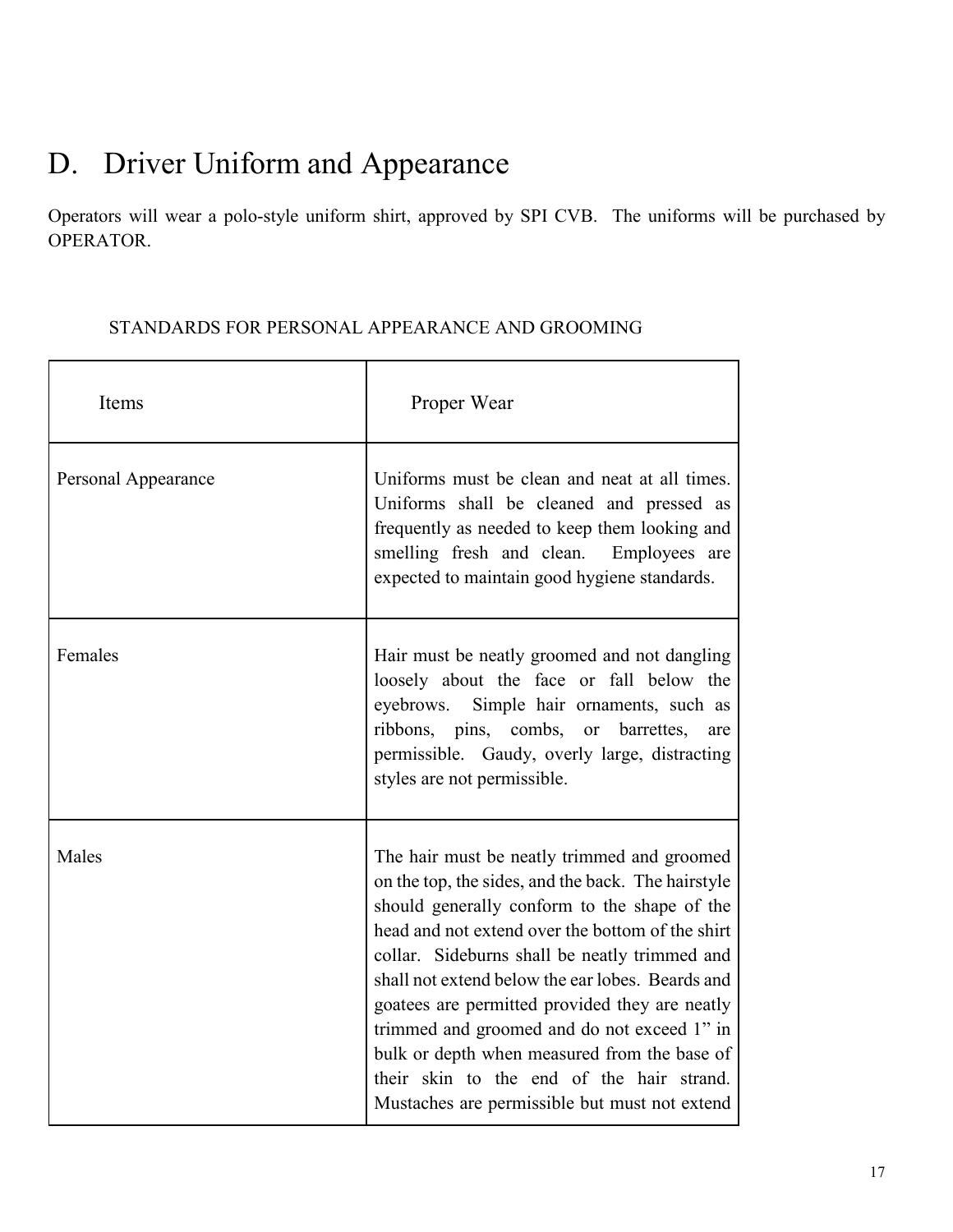# D. Driver Uniform and Appearance

Operators will wear a polo-style uniform shirt, approved by SPI CVB. The uniforms will be purchased by OPERATOR.

STANDARDS FOR PERSONAL APPEARANCE AND GROOMING

| Items | Proper Wear |
|---|---|
| Personal Appearance | Uniforms must be clean and neat at all times. Uniforms shall be cleaned and pressed as frequently as needed to keep them looking and smelling fresh and clean. Employees are expected to maintain good hygiene standards. |
| Females | Hair must be neatly groomed and not dangling loosely about the face or fall below the eyebrows. Simple hair ornaments, such as ribbons, pins, combs, or barrettes, are permissible. Gaudy, overly large, distracting styles are not permissible. |
| Males | The hair must be neatly trimmed and groomed on the top, the sides, and the back. The hairstyle should generally conform to the shape of the head and not extend over the bottom of the shirt collar. Sideburns shall be neatly trimmed and shall not extend below the ear lobes. Beards and goatees are permitted provided they are neatly trimmed and groomed and do not exceed 1" in bulk or depth when measured from the base of their skin to the end of the hair strand. Mustaches are permissible but must not extend |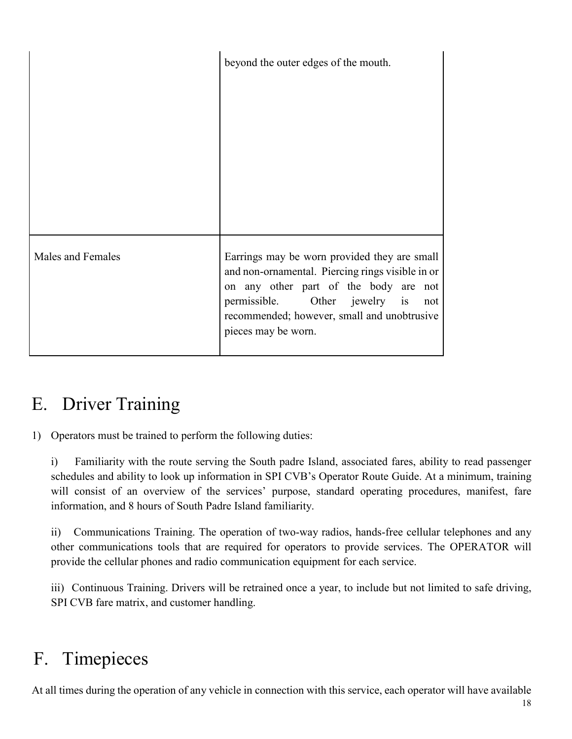| | |
|---|---|
| | beyond the outer edges of the mouth. |
| Males and Females | Earrings may be worn provided they are small and non-ornamental. Piercing rings visible in or on any other part of the body are not permissible. Other jewelry is not recommended; however, small and unobtrusive pieces may be worn. |

# E. Driver Training

1) Operators must be trained to perform the following duties:

i) Familiarity with the route serving the South padre Island, associated fares, ability to read passenger schedules and ability to look up information in SPI CVB's Operator Route Guide. At a minimum, training will consist of an overview of the services' purpose, standard operating procedures, manifest, fare information, and 8 hours of South Padre Island familiarity.

ii) Communications Training. The operation of two-way radios, hands-free cellular telephones and any other communications tools that are required for operators to provide services. The OPERATOR will provide the cellular phones and radio communication equipment for each service.

iii) Continuous Training. Drivers will be retrained once a year, to include but not limited to safe driving, SPI CVB fare matrix, and customer handling.

# F. Timepieces

At all times during the operation of any vehicle in connection with this service, each operator will have available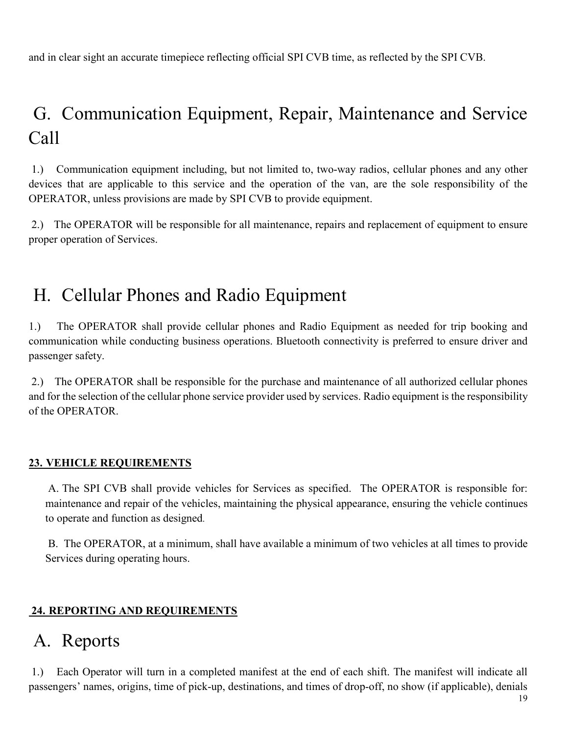and in clear sight an accurate timepiece reflecting official SPI CVB time, as reflected by the SPI CVB.

## G. Communication Equipment, Repair, Maintenance and Service Call

1.) Communication equipment including, but not limited to, two-way radios, cellular phones and any other devices that are applicable to this service and the operation of the van, are the sole responsibility of the OPERATOR, unless provisions are made by SPI CVB to provide equipment.

2.) The OPERATOR will be responsible for all maintenance, repairs and replacement of equipment to ensure proper operation of Services.

## H. Cellular Phones and Radio Equipment

1.) The OPERATOR shall provide cellular phones and Radio Equipment as needed for trip booking and communication while conducting business operations. Bluetooth connectivity is preferred to ensure driver and passenger safety.

2.) The OPERATOR shall be responsible for the purchase and maintenance of all authorized cellular phones and for the selection of the cellular phone service provider used by services. Radio equipment is the responsibility of the OPERATOR.

**23. VEHICLE REQUIREMENTS**

A. The SPI CVB shall provide vehicles for Services as specified. The OPERATOR is responsible for: maintenance and repair of the vehicles, maintaining the physical appearance, ensuring the vehicle continues to operate and function as designed.

B. The OPERATOR, at a minimum, shall have available a minimum of two vehicles at all times to provide Services during operating hours.

**24. REPORTING AND REQUIREMENTS**

## A. Reports

1.) Each Operator will turn in a completed manifest at the end of each shift. The manifest will indicate all passengers' names, origins, time of pick-up, destinations, and times of drop-off, no show (if applicable), denials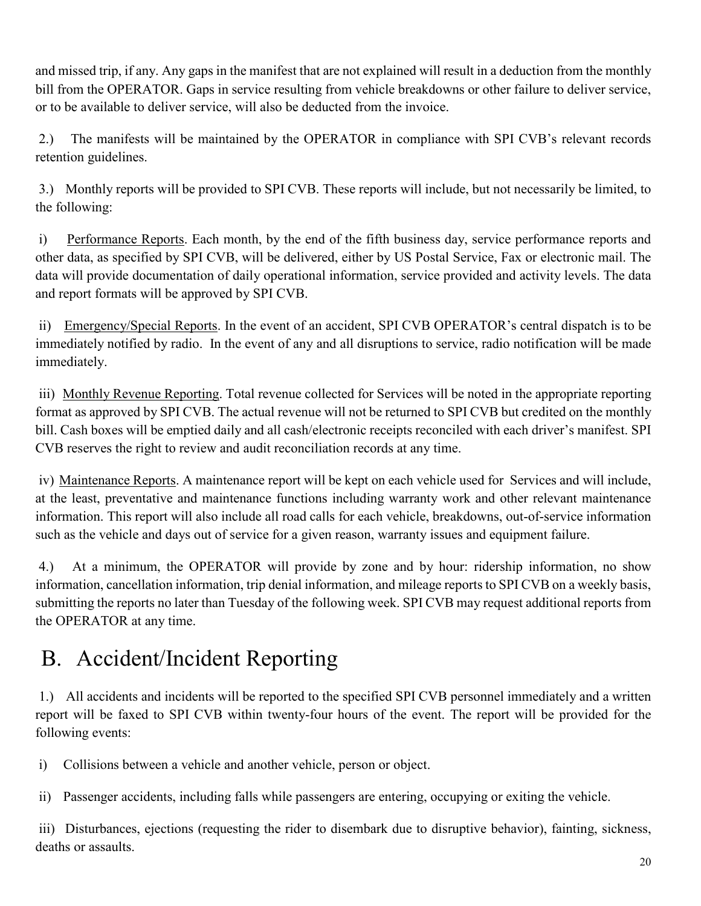and missed trip, if any. Any gaps in the manifest that are not explained will result in a deduction from the monthly bill from the OPERATOR. Gaps in service resulting from vehicle breakdowns or other failure to deliver service, or to be available to deliver service, will also be deducted from the invoice.

2.) The manifests will be maintained by the OPERATOR in compliance with SPI CVB's relevant records retention guidelines.

3.) Monthly reports will be provided to SPI CVB. These reports will include, but not necessarily be limited, to the following:

i) Performance Reports. Each month, by the end of the fifth business day, service performance reports and other data, as specified by SPI CVB, will be delivered, either by US Postal Service, Fax or electronic mail. The data will provide documentation of daily operational information, service provided and activity levels. The data and report formats will be approved by SPI CVB.

ii) Emergency/Special Reports. In the event of an accident, SPI CVB OPERATOR's central dispatch is to be immediately notified by radio. In the event of any and all disruptions to service, radio notification will be made immediately.

iii) Monthly Revenue Reporting. Total revenue collected for Services will be noted in the appropriate reporting format as approved by SPI CVB. The actual revenue will not be returned to SPI CVB but credited on the monthly bill. Cash boxes will be emptied daily and all cash/electronic receipts reconciled with each driver's manifest. SPI CVB reserves the right to review and audit reconciliation records at any time.

iv) Maintenance Reports. A maintenance report will be kept on each vehicle used for Services and will include, at the least, preventative and maintenance functions including warranty work and other relevant maintenance information. This report will also include all road calls for each vehicle, breakdowns, out-of-service information such as the vehicle and days out of service for a given reason, warranty issues and equipment failure.

4.) At a minimum, the OPERATOR will provide by zone and by hour: ridership information, no show information, cancellation information, trip denial information, and mileage reports to SPI CVB on a weekly basis, submitting the reports no later than Tuesday of the following week. SPI CVB may request additional reports from the OPERATOR at any time.

# B. Accident/Incident Reporting

1.) All accidents and incidents will be reported to the specified SPI CVB personnel immediately and a written report will be faxed to SPI CVB within twenty-four hours of the event. The report will be provided for the following events:

i) Collisions between a vehicle and another vehicle, person or object.

ii) Passenger accidents, including falls while passengers are entering, occupying or exiting the vehicle.

iii) Disturbances, ejections (requesting the rider to disembark due to disruptive behavior), fainting, sickness, deaths or assaults.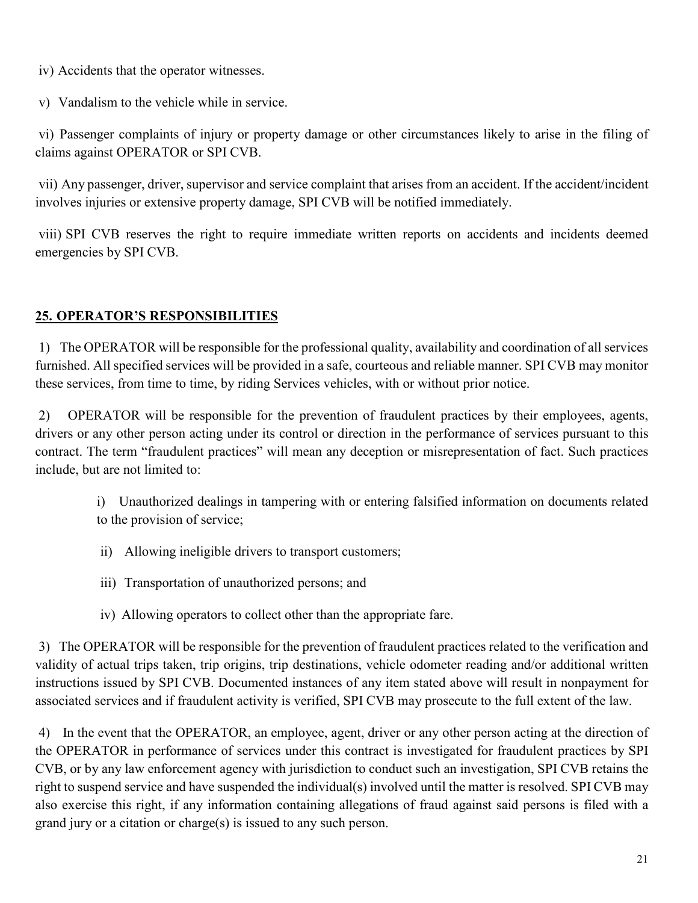iv) Accidents that the operator witnesses.

v) Vandalism to the vehicle while in service.

vi) Passenger complaints of injury or property damage or other circumstances likely to arise in the filing of claims against OPERATOR or SPI CVB.

vii) Any passenger, driver, supervisor and service complaint that arises from an accident. If the accident/incident involves injuries or extensive property damage, SPI CVB will be notified immediately.

viii) SPI CVB reserves the right to require immediate written reports on accidents and incidents deemed emergencies by SPI CVB.

## 25. OPERATOR'S RESPONSIBILITIES

1) The OPERATOR will be responsible for the professional quality, availability and coordination of all services furnished. All specified services will be provided in a safe, courteous and reliable manner. SPI CVB may monitor these services, from time to time, by riding Services vehicles, with or without prior notice.

2) OPERATOR will be responsible for the prevention of fraudulent practices by their employees, agents, drivers or any other person acting under its control or direction in the performance of services pursuant to this contract. The term "fraudulent practices" will mean any deception or misrepresentation of fact. Such practices include, but are not limited to:

> i) Unauthorized dealings in tampering with or entering falsified information on documents related to the provision of service;
>
> ii) Allowing ineligible drivers to transport customers;
>
> iii) Transportation of unauthorized persons; and
>
> iv) Allowing operators to collect other than the appropriate fare.

3) The OPERATOR will be responsible for the prevention of fraudulent practices related to the verification and validity of actual trips taken, trip origins, trip destinations, vehicle odometer reading and/or additional written instructions issued by SPI CVB. Documented instances of any item stated above will result in nonpayment for associated services and if fraudulent activity is verified, SPI CVB may prosecute to the full extent of the law.

4) In the event that the OPERATOR, an employee, agent, driver or any other person acting at the direction of the OPERATOR in performance of services under this contract is investigated for fraudulent practices by SPI CVB, or by any law enforcement agency with jurisdiction to conduct such an investigation, SPI CVB retains the right to suspend service and have suspended the individual(s) involved until the matter is resolved. SPI CVB may also exercise this right, if any information containing allegations of fraud against said persons is filed with a grand jury or a citation or charge(s) is issued to any such person.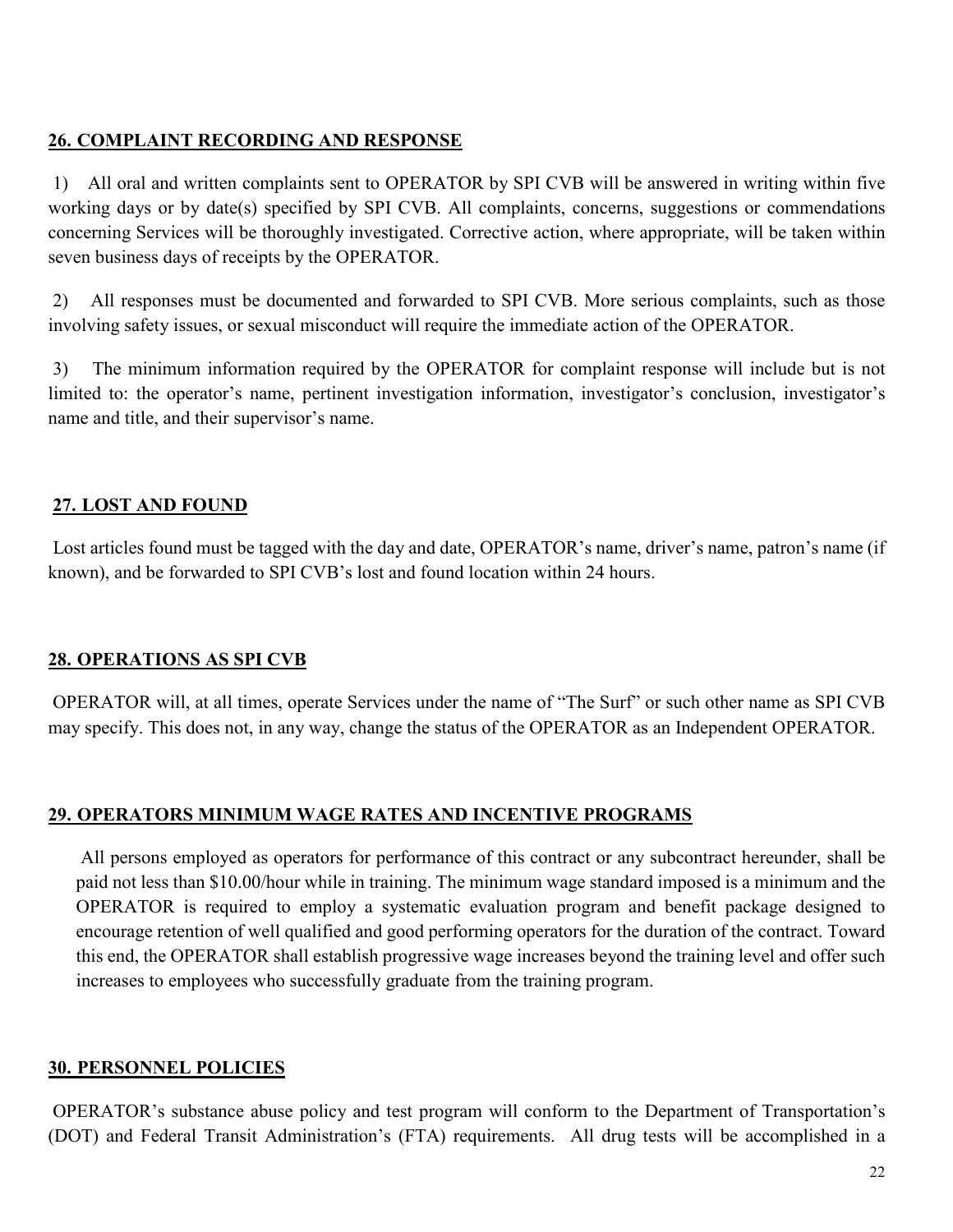## 26. COMPLAINT RECORDING AND RESPONSE

1) All oral and written complaints sent to OPERATOR by SPI CVB will be answered in writing within five working days or by date(s) specified by SPI CVB. All complaints, concerns, suggestions or commendations concerning Services will be thoroughly investigated. Corrective action, where appropriate, will be taken within seven business days of receipts by the OPERATOR.

2) All responses must be documented and forwarded to SPI CVB. More serious complaints, such as those involving safety issues, or sexual misconduct will require the immediate action of the OPERATOR.

3) The minimum information required by the OPERATOR for complaint response will include but is not limited to: the operator's name, pertinent investigation information, investigator's conclusion, investigator's name and title, and their supervisor's name.

## 27. LOST AND FOUND

Lost articles found must be tagged with the day and date, OPERATOR's name, driver's name, patron's name (if known), and be forwarded to SPI CVB's lost and found location within 24 hours.

## 28. OPERATIONS AS SPI CVB

OPERATOR will, at all times, operate Services under the name of "The Surf" or such other name as SPI CVB may specify. This does not, in any way, change the status of the OPERATOR as an Independent OPERATOR.

## 29. OPERATORS MINIMUM WAGE RATES AND INCENTIVE PROGRAMS

All persons employed as operators for performance of this contract or any subcontract hereunder, shall be paid not less than $10.00/hour while in training. The minimum wage standard imposed is a minimum and the OPERATOR is required to employ a systematic evaluation program and benefit package designed to encourage retention of well qualified and good performing operators for the duration of the contract. Toward this end, the OPERATOR shall establish progressive wage increases beyond the training level and offer such increases to employees who successfully graduate from the training program.

## 30. PERSONNEL POLICIES

OPERATOR's substance abuse policy and test program will conform to the Department of Transportation's (DOT) and Federal Transit Administration's (FTA) requirements. All drug tests will be accomplished in a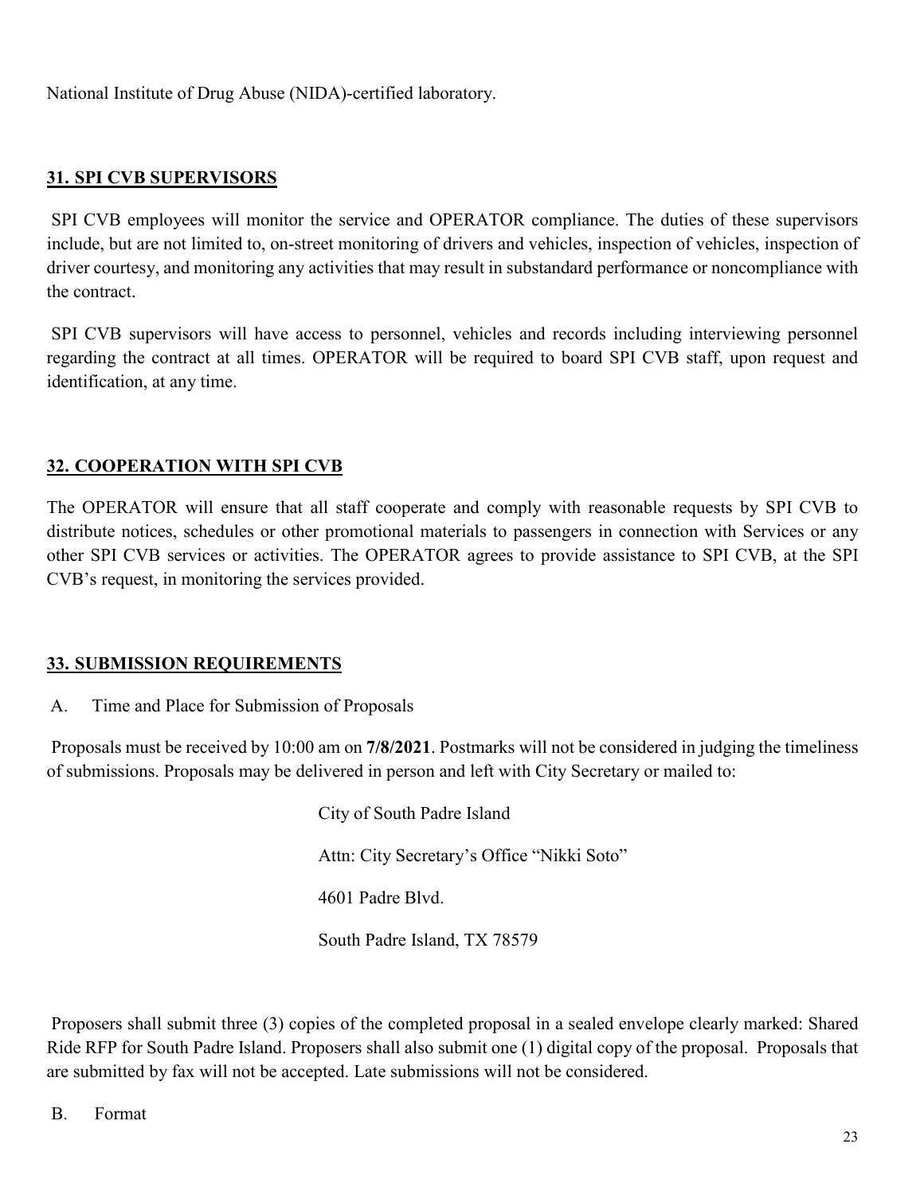National Institute of Drug Abuse (NIDA)-certified laboratory.

## 31. SPI CVB SUPERVISORS

SPI CVB employees will monitor the service and OPERATOR compliance. The duties of these supervisors include, but are not limited to, on-street monitoring of drivers and vehicles, inspection of vehicles, inspection of driver courtesy, and monitoring any activities that may result in substandard performance or noncompliance with the contract.

SPI CVB supervisors will have access to personnel, vehicles and records including interviewing personnel regarding the contract at all times. OPERATOR will be required to board SPI CVB staff, upon request and identification, at any time.

## 32. COOPERATION WITH SPI CVB

The OPERATOR will ensure that all staff cooperate and comply with reasonable requests by SPI CVB to distribute notices, schedules or other promotional materials to passengers in connection with Services or any other SPI CVB services or activities. The OPERATOR agrees to provide assistance to SPI CVB, at the SPI CVB's request, in monitoring the services provided.

## 33. SUBMISSION REQUIREMENTS

A. Time and Place for Submission of Proposals

Proposals must be received by 10:00 am on **7/8/2021**. Postmarks will not be considered in judging the timeliness of submissions. Proposals may be delivered in person and left with City Secretary or mailed to:

City of South Padre Island

Attn: City Secretary's Office "Nikki Soto"

4601 Padre Blvd.

South Padre Island, TX 78579

Proposers shall submit three (3) copies of the completed proposal in a sealed envelope clearly marked: Shared Ride RFP for South Padre Island. Proposers shall also submit one (1) digital copy of the proposal. Proposals that are submitted by fax will not be accepted. Late submissions will not be considered.

B. Format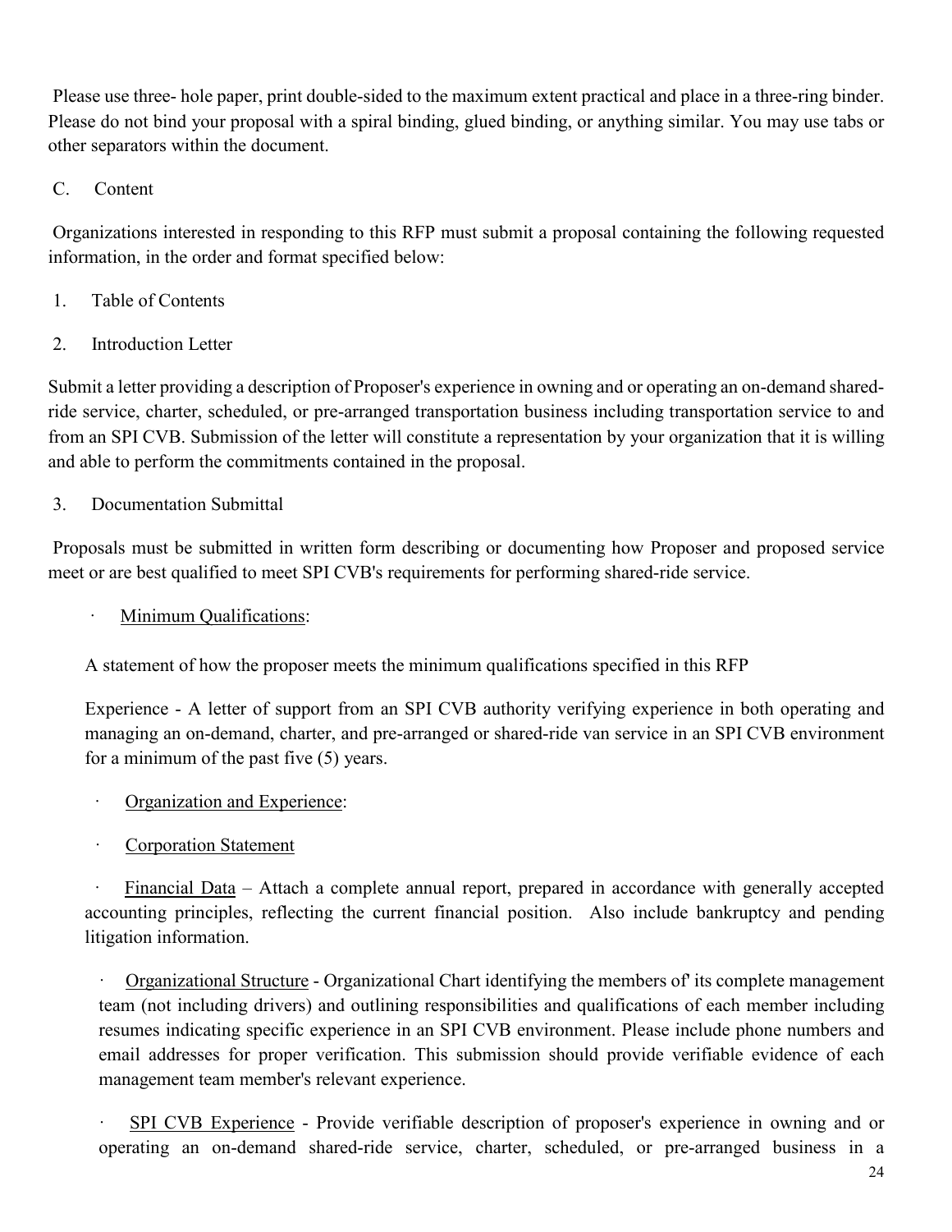Please use three- hole paper, print double-sided to the maximum extent practical and place in a three-ring binder. Please do not bind your proposal with a spiral binding, glued binding, or anything similar. You may use tabs or other separators within the document.

C. Content

Organizations interested in responding to this RFP must submit a proposal containing the following requested information, in the order and format specified below:

1. Table of Contents

2. Introduction Letter

Submit a letter providing a description of Proposer's experience in owning and or operating an on-demand shared-ride service, charter, scheduled, or pre-arranged transportation business including transportation service to and from an SPI CVB. Submission of the letter will constitute a representation by your organization that it is willing and able to perform the commitments contained in the proposal.

3. Documentation Submittal

Proposals must be submitted in written form describing or documenting how Proposer and proposed service meet or are best qualified to meet SPI CVB's requirements for performing shared-ride service.

- Minimum Qualifications:

  A statement of how the proposer meets the minimum qualifications specified in this RFP

  Experience - A letter of support from an SPI CVB authority verifying experience in both operating and managing an on-demand, charter, and pre-arranged or shared-ride van service in an SPI CVB environment for a minimum of the past five (5) years.

- Organization and Experience:

- Corporation Statement

- Financial Data – Attach a complete annual report, prepared in accordance with generally accepted accounting principles, reflecting the current financial position. Also include bankruptcy and pending litigation information.

- Organizational Structure - Organizational Chart identifying the members of' its complete management team (not including drivers) and outlining responsibilities and qualifications of each member including resumes indicating specific experience in an SPI CVB environment. Please include phone numbers and email addresses for proper verification. This submission should provide verifiable evidence of each management team member's relevant experience.

- SPI CVB Experience - Provide verifiable description of proposer's experience in owning and or operating an on-demand shared-ride service, charter, scheduled, or pre-arranged business in a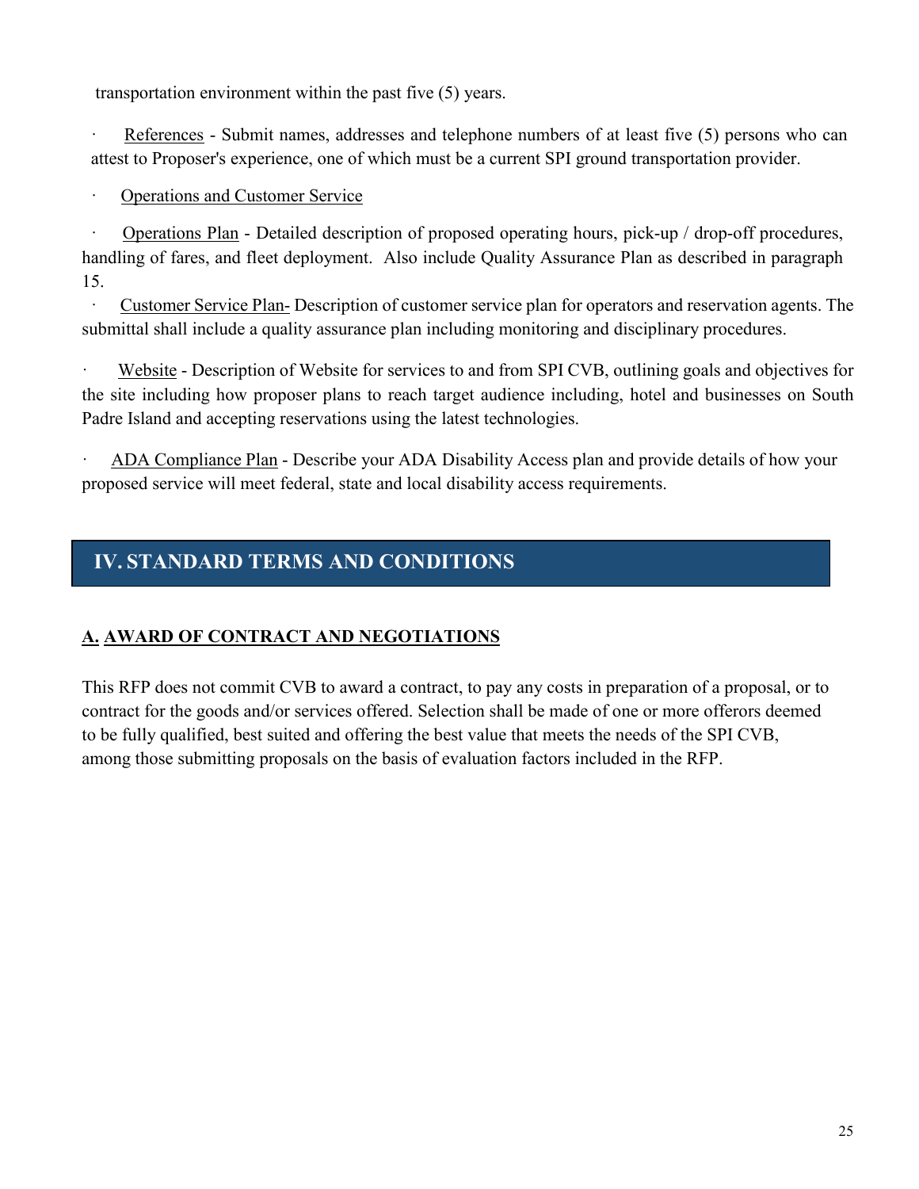transportation environment within the past five (5) years.

- References - Submit names, addresses and telephone numbers of at least five (5) persons who can attest to Proposer's experience, one of which must be a current SPI ground transportation provider.

- Operations and Customer Service

- Operations Plan - Detailed description of proposed operating hours, pick-up / drop-off procedures, handling of fares, and fleet deployment. Also include Quality Assurance Plan as described in paragraph 15.
- Customer Service Plan- Description of customer service plan for operators and reservation agents. The submittal shall include a quality assurance plan including monitoring and disciplinary procedures.

- Website - Description of Website for services to and from SPI CVB, outlining goals and objectives for the site including how proposer plans to reach target audience including, hotel and businesses on South Padre Island and accepting reservations using the latest technologies.

- ADA Compliance Plan - Describe your ADA Disability Access plan and provide details of how your proposed service will meet federal, state and local disability access requirements.

## IV. STANDARD TERMS AND CONDITIONS

### A. AWARD OF CONTRACT AND NEGOTIATIONS

This RFP does not commit CVB to award a contract, to pay any costs in preparation of a proposal, or to contract for the goods and/or services offered. Selection shall be made of one or more offerors deemed to be fully qualified, best suited and offering the best value that meets the needs of the SPI CVB, among those submitting proposals on the basis of evaluation factors included in the RFP.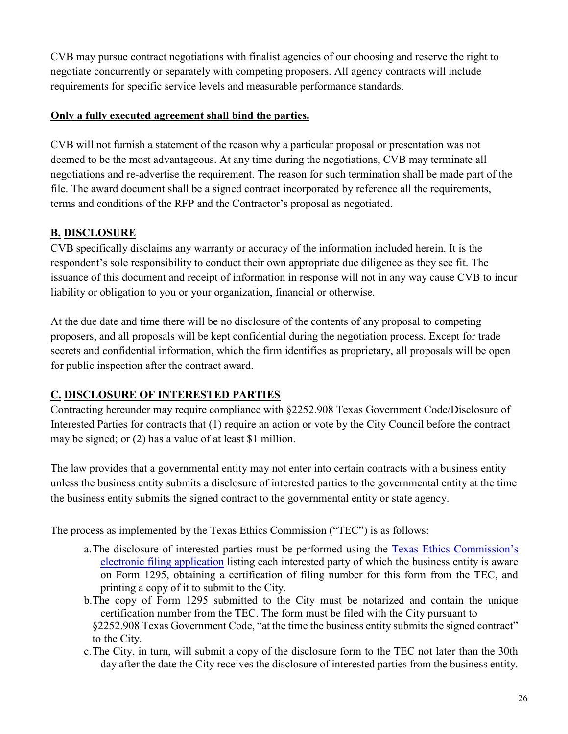CVB may pursue contract negotiations with finalist agencies of our choosing and reserve the right to negotiate concurrently or separately with competing proposers. All agency contracts will include requirements for specific service levels and measurable performance standards.

**Only a fully executed agreement shall bind the parties.**

CVB will not furnish a statement of the reason why a particular proposal or presentation was not deemed to be the most advantageous. At any time during the negotiations, CVB may terminate all negotiations and re-advertise the requirement. The reason for such termination shall be made part of the file. The award document shall be a signed contract incorporated by reference all the requirements, terms and conditions of the RFP and the Contractor's proposal as negotiated.

## B. DISCLOSURE

CVB specifically disclaims any warranty or accuracy of the information included herein. It is the respondent's sole responsibility to conduct their own appropriate due diligence as they see fit. The issuance of this document and receipt of information in response will not in any way cause CVB to incur liability or obligation to you or your organization, financial or otherwise.

At the due date and time there will be no disclosure of the contents of any proposal to competing proposers, and all proposals will be kept confidential during the negotiation process. Except for trade secrets and confidential information, which the firm identifies as proprietary, all proposals will be open for public inspection after the contract award.

## C. DISCLOSURE OF INTERESTED PARTIES

Contracting hereunder may require compliance with §2252.908 Texas Government Code/Disclosure of Interested Parties for contracts that (1) require an action or vote by the City Council before the contract may be signed; or (2) has a value of at least $1 million.

The law provides that a governmental entity may not enter into certain contracts with a business entity unless the business entity submits a disclosure of interested parties to the governmental entity at the time the business entity submits the signed contract to the governmental entity or state agency.

The process as implemented by the Texas Ethics Commission ("TEC") is as follows:

a. The disclosure of interested parties must be performed using the Texas Ethics Commission's electronic filing application listing each interested party of which the business entity is aware on Form 1295, obtaining a certification of filing number for this form from the TEC, and printing a copy of it to submit to the City.

b. The copy of Form 1295 submitted to the City must be notarized and contain the unique certification number from the TEC. The form must be filed with the City pursuant to §2252.908 Texas Government Code, "at the time the business entity submits the signed contract" to the City.

c. The City, in turn, will submit a copy of the disclosure form to the TEC not later than the 30th day after the date the City receives the disclosure of interested parties from the business entity.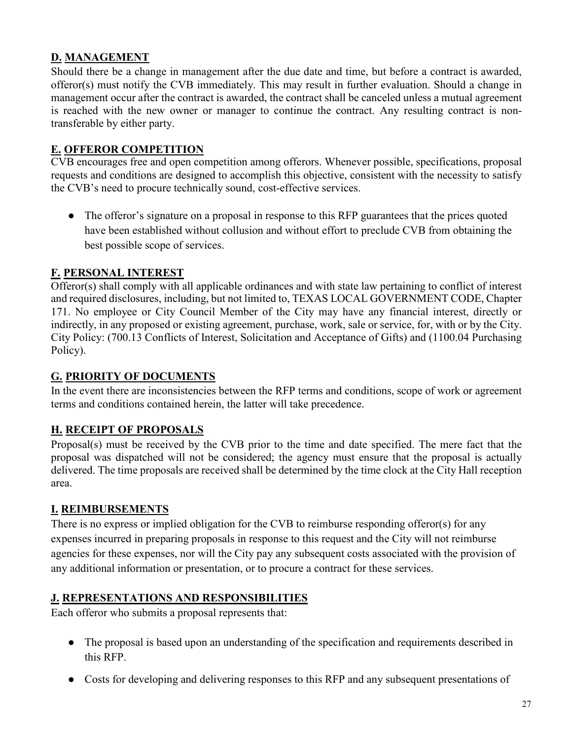## **D. MANAGEMENT**

Should there be a change in management after the due date and time, but before a contract is awarded, offeror(s) must notify the CVB immediately. This may result in further evaluation. Should a change in management occur after the contract is awarded, the contract shall be canceled unless a mutual agreement is reached with the new owner or manager to continue the contract. Any resulting contract is non-transferable by either party.

## **E. OFFEROR COMPETITION**

CVB encourages free and open competition among offerors. Whenever possible, specifications, proposal requests and conditions are designed to accomplish this objective, consistent with the necessity to satisfy the CVB's need to procure technically sound, cost-effective services.

- The offeror's signature on a proposal in response to this RFP guarantees that the prices quoted have been established without collusion and without effort to preclude CVB from obtaining the best possible scope of services.

## **F. PERSONAL INTEREST**

Offeror(s) shall comply with all applicable ordinances and with state law pertaining to conflict of interest and required disclosures, including, but not limited to, TEXAS LOCAL GOVERNMENT CODE, Chapter 171. No employee or City Council Member of the City may have any financial interest, directly or indirectly, in any proposed or existing agreement, purchase, work, sale or service, for, with or by the City. City Policy: (700.13 Conflicts of Interest, Solicitation and Acceptance of Gifts) and (1100.04 Purchasing Policy).

## **G. PRIORITY OF DOCUMENTS**

In the event there are inconsistencies between the RFP terms and conditions, scope of work or agreement terms and conditions contained herein, the latter will take precedence.

## **H. RECEIPT OF PROPOSALS**

Proposal(s) must be received by the CVB prior to the time and date specified. The mere fact that the proposal was dispatched will not be considered; the agency must ensure that the proposal is actually delivered. The time proposals are received shall be determined by the time clock at the City Hall reception area.

## **I. REIMBURSEMENTS**

There is no express or implied obligation for the CVB to reimburse responding offeror(s) for any expenses incurred in preparing proposals in response to this request and the City will not reimburse agencies for these expenses, nor will the City pay any subsequent costs associated with the provision of any additional information or presentation, or to procure a contract for these services.

## **J. REPRESENTATIONS AND RESPONSIBILITIES**

Each offeror who submits a proposal represents that:

- The proposal is based upon an understanding of the specification and requirements described in this RFP.
- Costs for developing and delivering responses to this RFP and any subsequent presentations of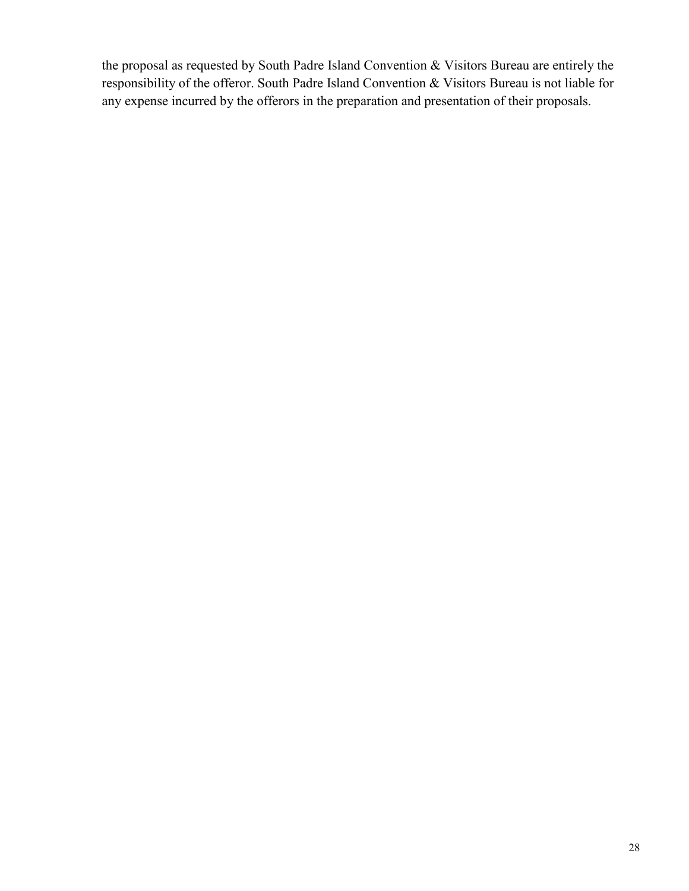the proposal as requested by South Padre Island Convention & Visitors Bureau are entirely the responsibility of the offeror. South Padre Island Convention & Visitors Bureau is not liable for any expense incurred by the offerors in the preparation and presentation of their proposals.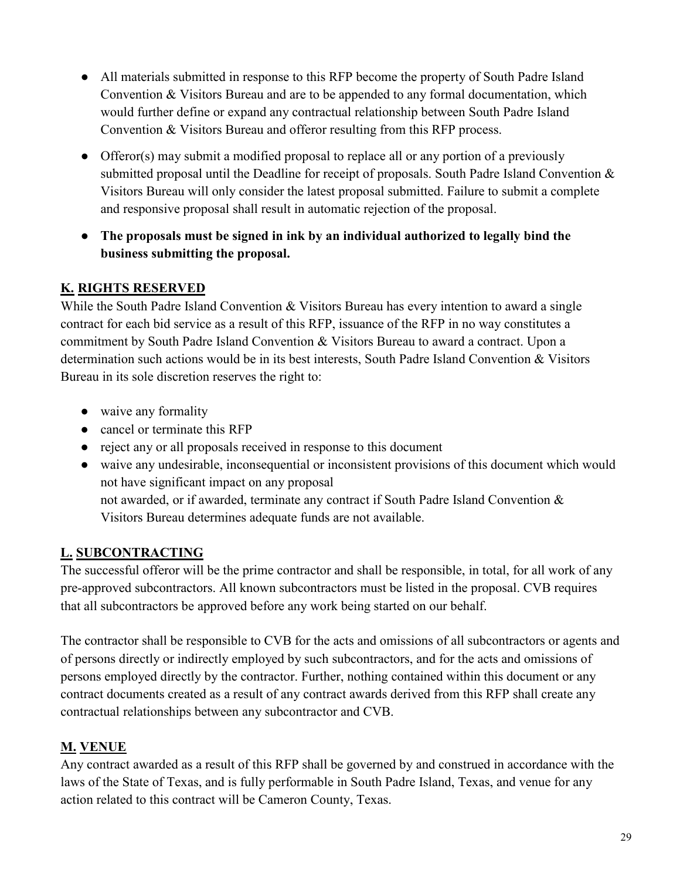- All materials submitted in response to this RFP become the property of South Padre Island Convention & Visitors Bureau and are to be appended to any formal documentation, which would further define or expand any contractual relationship between South Padre Island Convention & Visitors Bureau and offeror resulting from this RFP process.
- Offeror(s) may submit a modified proposal to replace all or any portion of a previously submitted proposal until the Deadline for receipt of proposals. South Padre Island Convention & Visitors Bureau will only consider the latest proposal submitted. Failure to submit a complete and responsive proposal shall result in automatic rejection of the proposal.
- **The proposals must be signed in ink by an individual authorized to legally bind the business submitting the proposal.**

## **K. RIGHTS RESERVED**

While the South Padre Island Convention & Visitors Bureau has every intention to award a single contract for each bid service as a result of this RFP, issuance of the RFP in no way constitutes a commitment by South Padre Island Convention & Visitors Bureau to award a contract. Upon a determination such actions would be in its best interests, South Padre Island Convention & Visitors Bureau in its sole discretion reserves the right to:

- waive any formality
- cancel or terminate this RFP
- reject any or all proposals received in response to this document
- waive any undesirable, inconsequential or inconsistent provisions of this document which would not have significant impact on any proposal
  not awarded, or if awarded, terminate any contract if South Padre Island Convention & Visitors Bureau determines adequate funds are not available.

## **L. SUBCONTRACTING**

The successful offeror will be the prime contractor and shall be responsible, in total, for all work of any pre-approved subcontractors. All known subcontractors must be listed in the proposal. CVB requires that all subcontractors be approved before any work being started on our behalf.

The contractor shall be responsible to CVB for the acts and omissions of all subcontractors or agents and of persons directly or indirectly employed by such subcontractors, and for the acts and omissions of persons employed directly by the contractor. Further, nothing contained within this document or any contract documents created as a result of any contract awards derived from this RFP shall create any contractual relationships between any subcontractor and CVB.

## **M. VENUE**

Any contract awarded as a result of this RFP shall be governed by and construed in accordance with the laws of the State of Texas, and is fully performable in South Padre Island, Texas, and venue for any action related to this contract will be Cameron County, Texas.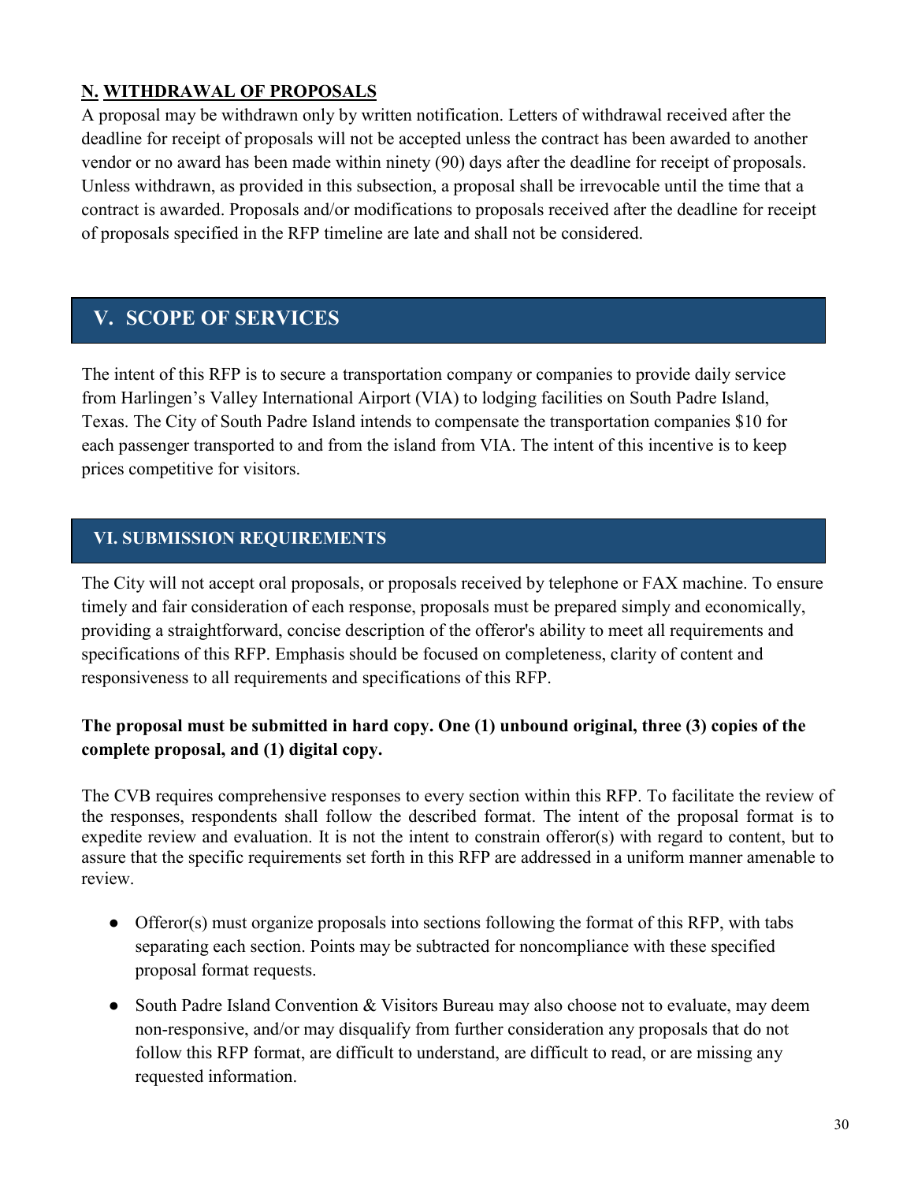### **N. WITHDRAWAL OF PROPOSALS**

A proposal may be withdrawn only by written notification. Letters of withdrawal received after the deadline for receipt of proposals will not be accepted unless the contract has been awarded to another vendor or no award has been made within ninety (90) days after the deadline for receipt of proposals. Unless withdrawn, as provided in this subsection, a proposal shall be irrevocable until the time that a contract is awarded. Proposals and/or modifications to proposals received after the deadline for receipt of proposals specified in the RFP timeline are late and shall not be considered.

## V. SCOPE OF SERVICES

The intent of this RFP is to secure a transportation company or companies to provide daily service from Harlingen's Valley International Airport (VIA) to lodging facilities on South Padre Island, Texas. The City of South Padre Island intends to compensate the transportation companies $10 for each passenger transported to and from the island from VIA. The intent of this incentive is to keep prices competitive for visitors.

## VI. SUBMISSION REQUIREMENTS

The City will not accept oral proposals, or proposals received by telephone or FAX machine. To ensure timely and fair consideration of each response, proposals must be prepared simply and economically, providing a straightforward, concise description of the offeror's ability to meet all requirements and specifications of this RFP. Emphasis should be focused on completeness, clarity of content and responsiveness to all requirements and specifications of this RFP.

**The proposal must be submitted in hard copy. One (1) unbound original, three (3) copies of the complete proposal, and (1) digital copy.**

The CVB requires comprehensive responses to every section within this RFP. To facilitate the review of the responses, respondents shall follow the described format. The intent of the proposal format is to expedite review and evaluation. It is not the intent to constrain offeror(s) with regard to content, but to assure that the specific requirements set forth in this RFP are addressed in a uniform manner amenable to review.

- Offeror(s) must organize proposals into sections following the format of this RFP, with tabs separating each section. Points may be subtracted for noncompliance with these specified proposal format requests.
- South Padre Island Convention & Visitors Bureau may also choose not to evaluate, may deem non-responsive, and/or may disqualify from further consideration any proposals that do not follow this RFP format, are difficult to understand, are difficult to read, or are missing any requested information.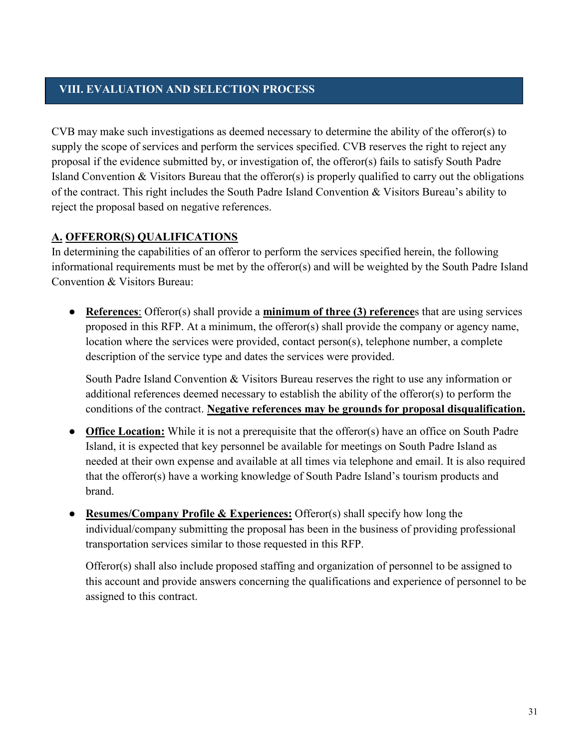## VIII. EVALUATION AND SELECTION PROCESS

CVB may make such investigations as deemed necessary to determine the ability of the offeror(s) to supply the scope of services and perform the services specified. CVB reserves the right to reject any proposal if the evidence submitted by, or investigation of, the offeror(s) fails to satisfy South Padre Island Convention & Visitors Bureau that the offeror(s) is properly qualified to carry out the obligations of the contract. This right includes the South Padre Island Convention & Visitors Bureau's ability to reject the proposal based on negative references.

### A. OFFEROR(S) QUALIFICATIONS

In determining the capabilities of an offeror to perform the services specified herein, the following informational requirements must be met by the offeror(s) and will be weighted by the South Padre Island Convention & Visitors Bureau:

- **References**: Offeror(s) shall provide a **minimum of three (3) reference**s that are using services proposed in this RFP. At a minimum, the offeror(s) shall provide the company or agency name, location where the services were provided, contact person(s), telephone number, a complete description of the service type and dates the services were provided.

  South Padre Island Convention & Visitors Bureau reserves the right to use any information or additional references deemed necessary to establish the ability of the offeror(s) to perform the conditions of the contract. **Negative references may be grounds for proposal disqualification.**

- **Office Location:** While it is not a prerequisite that the offeror(s) have an office on South Padre Island, it is expected that key personnel be available for meetings on South Padre Island as needed at their own expense and available at all times via telephone and email. It is also required that the offeror(s) have a working knowledge of South Padre Island's tourism products and brand.

- **Resumes/Company Profile & Experiences:** Offeror(s) shall specify how long the individual/company submitting the proposal has been in the business of providing professional transportation services similar to those requested in this RFP.

  Offeror(s) shall also include proposed staffing and organization of personnel to be assigned to this account and provide answers concerning the qualifications and experience of personnel to be assigned to this contract.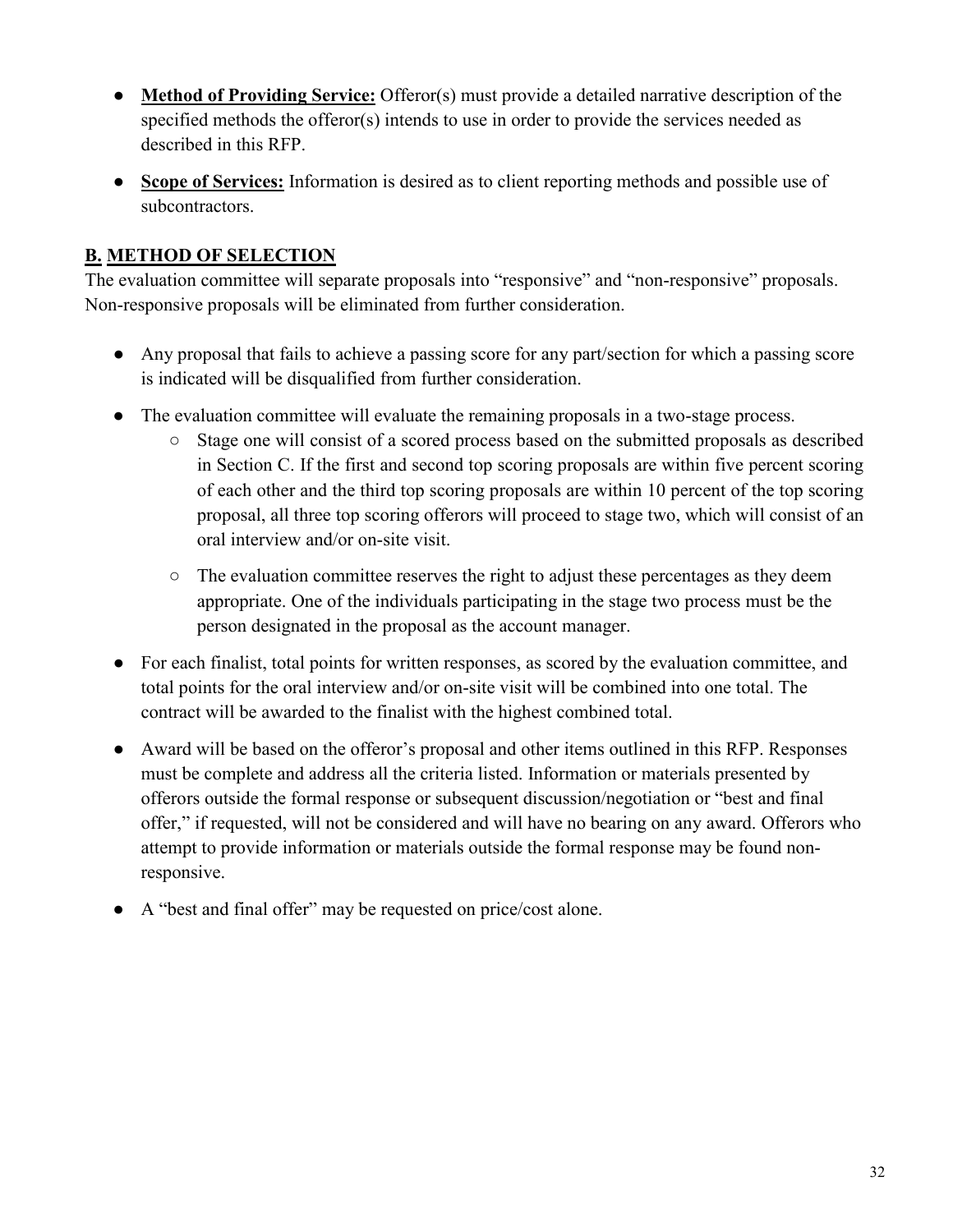- **Method of Providing Service:** Offeror(s) must provide a detailed narrative description of the specified methods the offeror(s) intends to use in order to provide the services needed as described in this RFP.
- **Scope of Services:** Information is desired as to client reporting methods and possible use of subcontractors.

## B. METHOD OF SELECTION

The evaluation committee will separate proposals into "responsive" and "non-responsive" proposals. Non-responsive proposals will be eliminated from further consideration.

- Any proposal that fails to achieve a passing score for any part/section for which a passing score is indicated will be disqualified from further consideration.
- The evaluation committee will evaluate the remaining proposals in a two-stage process.
    - Stage one will consist of a scored process based on the submitted proposals as described in Section C. If the first and second top scoring proposals are within five percent scoring of each other and the third top scoring proposals are within 10 percent of the top scoring proposal, all three top scoring offerors will proceed to stage two, which will consist of an oral interview and/or on-site visit.
    - The evaluation committee reserves the right to adjust these percentages as they deem appropriate. One of the individuals participating in the stage two process must be the person designated in the proposal as the account manager.
- For each finalist, total points for written responses, as scored by the evaluation committee, and total points for the oral interview and/or on-site visit will be combined into one total. The contract will be awarded to the finalist with the highest combined total.
- Award will be based on the offeror's proposal and other items outlined in this RFP. Responses must be complete and address all the criteria listed. Information or materials presented by offerors outside the formal response or subsequent discussion/negotiation or "best and final offer," if requested, will not be considered and will have no bearing on any award. Offerors who attempt to provide information or materials outside the formal response may be found non-responsive.
- A "best and final offer" may be requested on price/cost alone.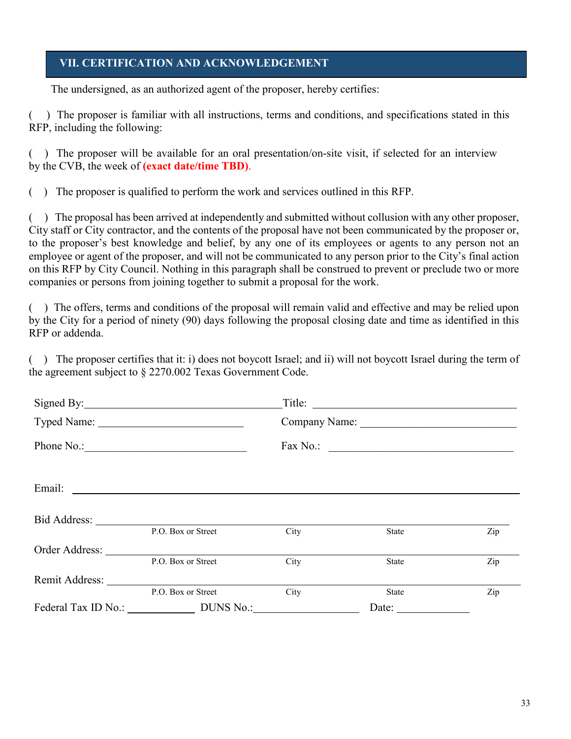## VII. CERTIFICATION AND ACKNOWLEDGEMENT

The undersigned, as an authorized agent of the proposer, hereby certifies:

( ) The proposer is familiar with all instructions, terms and conditions, and specifications stated in this RFP, including the following:

( ) The proposer will be available for an oral presentation/on-site visit, if selected for an interview by the CVB, the week of **(exact date/time TBD)**.

( ) The proposer is qualified to perform the work and services outlined in this RFP.

( ) The proposal has been arrived at independently and submitted without collusion with any other proposer, City staff or City contractor, and the contents of the proposal have not been communicated by the proposer or, to the proposer's best knowledge and belief, by any one of its employees or agents to any person not an employee or agent of the proposer, and will not be communicated to any person prior to the City's final action on this RFP by City Council. Nothing in this paragraph shall be construed to prevent or preclude two or more companies or persons from joining together to submit a proposal for the work.

( ) The offers, terms and conditions of the proposal will remain valid and effective and may be relied upon by the City for a period of ninety (90) days following the proposal closing date and time as identified in this RFP or addenda.

( ) The proposer certifies that it: i) does not boycott Israel; and ii) will not boycott Israel during the term of the agreement subject to § 2270.002 Texas Government Code.

Signed By: ______________________ Title: ______________________

Typed Name: ______________________ Company Name: ______________________

Phone No.: ______________________ Fax No.: ______________________

Email: ______________________________________________

Bid Address: ______________________________________________
P.O. Box or Street City State Zip

Order Address: ______________________________________________
P.O. Box or Street City State Zip

Remit Address: ______________________________________________
P.O. Box or Street City State Zip

Federal Tax ID No.: __________ DUNS No.: __________ Date: __________